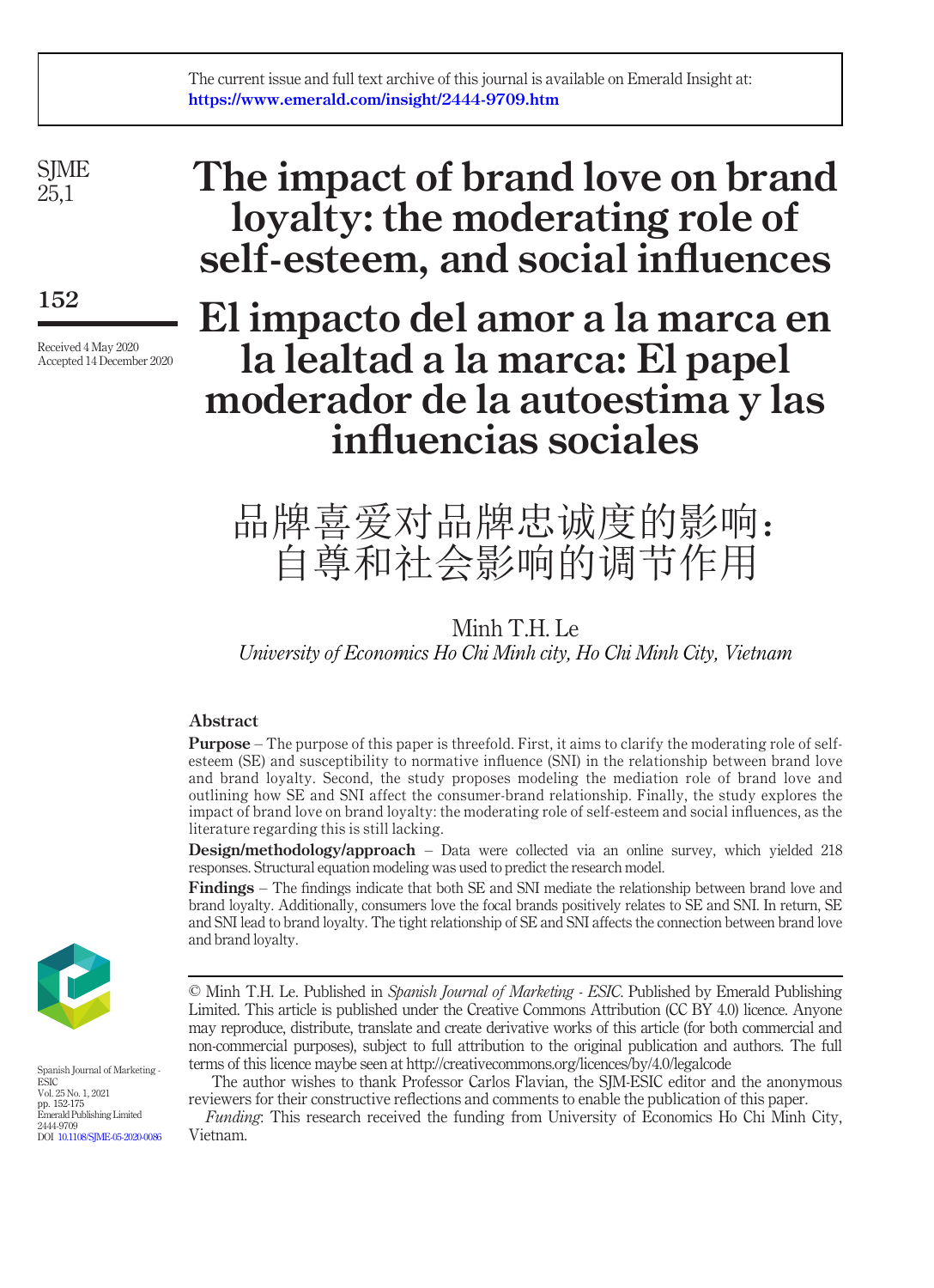The current issue and full text archive of this journal is available on Emerald Insight at: https://www.emerald.com/insight/2444-9709.htm

# The impact of brand love on brand loyalty: the moderating role of self-esteem, and social influences

# El impacto del amor a la marca en la lealtad a la marca: El papel moderador de la autoestima y las influencias sociales

# 品牌喜爱对品牌忠诚度的影响：自尊和社会影响的调节作用

Minh T.H. Le

*University of Economics Ho Chi Minh city, Ho Chi Minh City, Vietnam*

Received 4 May 2020
Accepted 14 December 2020

## Abstract

**Purpose** – The purpose of this paper is threefold. First, it aims to clarify the moderating role of self-esteem (SE) and susceptibility to normative influence (SNI) in the relationship between brand love and brand loyalty. Second, the study proposes modeling the mediation role of brand love and outlining how SE and SNI affect the consumer-brand relationship. Finally, the study explores the impact of brand love on brand loyalty: the moderating role of self-esteem and social influences, as the literature regarding this is still lacking.

**Design/methodology/approach** – Data were collected via an online survey, which yielded 218 responses. Structural equation modeling was used to predict the research model.

**Findings** – The findings indicate that both SE and SNI mediate the relationship between brand love and brand loyalty. Additionally, consumers love the focal brands positively relates to SE and SNI. In return, SE and SNI lead to brand loyalty. The tight relationship of SE and SNI affects the connection between brand love and brand loyalty.

© Minh T.H. Le. Published in *Spanish Journal of Marketing - ESIC*. Published by Emerald Publishing Limited. This article is published under the Creative Commons Attribution (CC BY 4.0) licence. Anyone may reproduce, distribute, translate and create derivative works of this article (for both commercial and non-commercial purposes), subject to full attribution to the original publication and authors. The full terms of this licence maybe seen at http://creativecommons.org/licences/by/4.0/legalcode

The author wishes to thank Professor Carlos Flavian, the SJM-ESIC editor and the anonymous reviewers for their constructive reflections and comments to enable the publication of this paper.

*Funding*: This research received the funding from University of Economics Ho Chi Minh City, Vietnam.

Spanish Journal of Marketing - ESIC
Vol. 25 No. 1, 2021
pp. 152-175
Emerald Publishing Limited
2444-9709
DOI 10.1108/SJME-05-2020-0086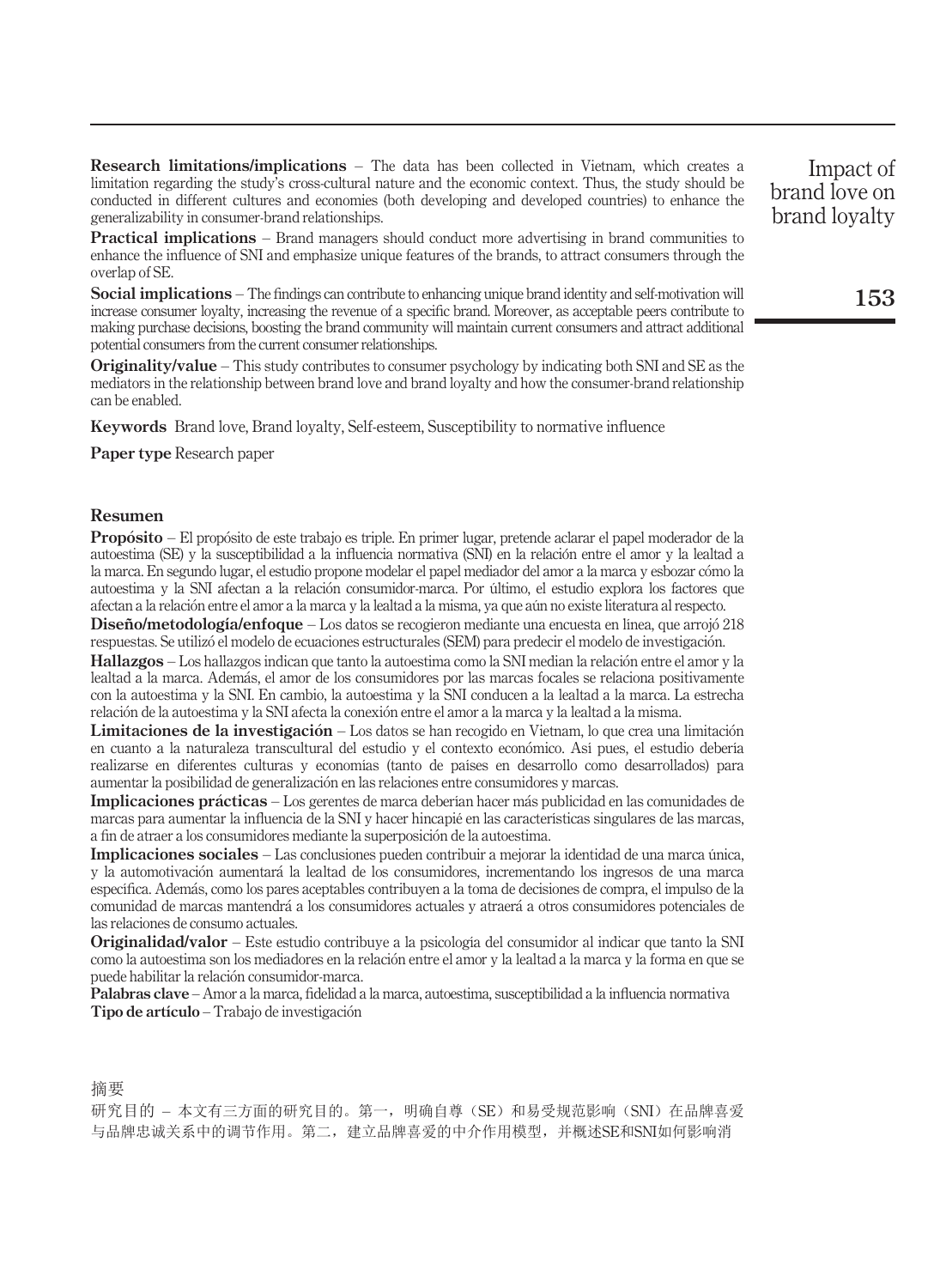**Research limitations/implications** – The data has been collected in Vietnam, which creates a limitation regarding the study's cross-cultural nature and the economic context. Thus, the study should be conducted in different cultures and economies (both developing and developed countries) to enhance the generalizability in consumer-brand relationships.

**Practical implications** – Brand managers should conduct more advertising in brand communities to enhance the influence of SNI and emphasize unique features of the brands, to attract consumers through the overlap of SE.

**Social implications** – The findings can contribute to enhancing unique brand identity and self-motivation will increase consumer loyalty, increasing the revenue of a specific brand. Moreover, as acceptable peers contribute to making purchase decisions, boosting the brand community will maintain current consumers and attract additional potential consumers from the current consumer relationships.

**Originality/value** – This study contributes to consumer psychology by indicating both SNI and SE as the mediators in the relationship between brand love and brand loyalty and how the consumer-brand relationship can be enabled.

**Keywords** Brand love, Brand loyalty, Self-esteem, Susceptibility to normative influence

**Paper type** Research paper

## Resumen

**Propósito** – El propósito de este trabajo es triple. En primer lugar, pretende aclarar el papel moderador de la autoestima (SE) y la susceptibilidad a la influencia normativa (SNI) en la relación entre el amor y la lealtad a la marca. En segundo lugar, el estudio propone modelar el papel mediador del amor a la marca y esbozar cómo la autoestima y la SNI afectan a la relación consumidor-marca. Por último, el estudio explora los factores que afectan a la relación entre el amor a la marca y la lealtad a la misma, ya que aún no existe literatura al respecto.

**Diseño/metodología/enfoque** – Los datos se recogieron mediante una encuesta en línea, que arrojó 218 respuestas. Se utilizó el modelo de ecuaciones estructurales (SEM) para predecir el modelo de investigación.

**Hallazgos** – Los hallazgos indican que tanto la autoestima como la SNI median la relación entre el amor y la lealtad a la marca. Además, el amor de los consumidores por las marcas focales se relaciona positivamente con la autoestima y la SNI. En cambio, la autoestima y la SNI conducen a la lealtad a la marca. La estrecha relación de la autoestima y la SNI afecta la conexión entre el amor a la marca y la lealtad a la misma.

**Limitaciones de la investigación** – Los datos se han recogido en Vietnam, lo que crea una limitación en cuanto a la naturaleza transcultural del estudio y el contexto económico. Así pues, el estudio debería realizarse en diferentes culturas y economías (tanto de países en desarrollo como desarrollados) para aumentar la posibilidad de generalización en las relaciones entre consumidores y marcas.

**Implicaciones prácticas** – Los gerentes de marca deberían hacer más publicidad en las comunidades de marcas para aumentar la influencia de la SNI y hacer hincapié en las características singulares de las marcas, a fin de atraer a los consumidores mediante la superposición de la autoestima.

**Implicaciones sociales** – Las conclusiones pueden contribuir a mejorar la identidad de una marca única, y la automotivación aumentará la lealtad de los consumidores, incrementando los ingresos de una marca específica. Además, como los pares aceptables contribuyen a la toma de decisiones de compra, el impulso de la comunidad de marcas mantendrá a los consumidores actuales y atraerá a otros consumidores potenciales de las relaciones de consumo actuales.

**Originalidad/valor** – Este estudio contribuye a la psicología del consumidor al indicar que tanto la SNI como la autoestima son los mediadores en la relación entre el amor y la lealtad a la marca y la forma en que se puede habilitar la relación consumidor-marca.

**Palabras clave** – Amor a la marca, fidelidad a la marca, autoestima, susceptibilidad a la influencia normativa

**Tipo de artículo** – Trabajo de investigación

## 摘要

研究目的 – 本文有三方面的研究目的。第一，明确自尊（SE）和易受规范影响（SNI）在品牌喜爱与品牌忠诚关系中的调节作用。第二，建立品牌喜爱的中介作用模型，并概述SE和SNI如何影响消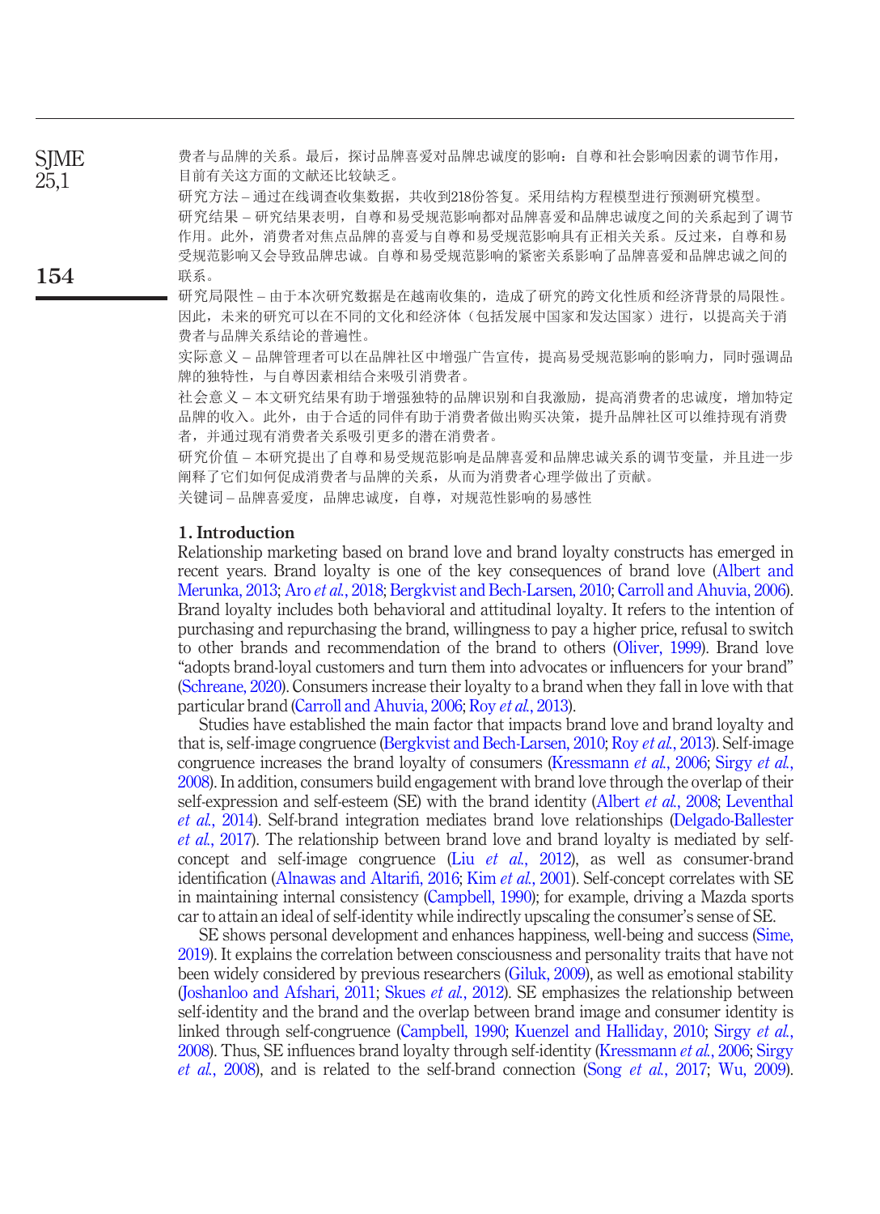费者与品牌的关系。最后，探讨品牌喜爱对品牌忠诚度的影响：自尊和社会影响因素的调节作用，目前有关这方面的文献还比较缺乏。

研究方法 – 通过在线调查收集数据，共收到218份答复。采用结构方程模型进行预测研究模型。

研究结果 – 研究结果表明，自尊和易受规范影响都对品牌喜爱和品牌忠诚度之间的关系起到了调节作用。此外，消费者对焦点品牌的喜爱与自尊和易受规范影响具有正相关关系。反过来，自尊和易受规范影响又会导致品牌忠诚。自尊和易受规范影响的紧密关系影响了品牌喜爱和品牌忠诚之间的联系。

研究局限性 – 由于本次研究数据是在越南收集的，造成了研究的跨文化性质和经济背景的局限性。因此，未来的研究可以在不同的文化和经济体（包括发展中国家和发达国家）进行，以提高关于消费者与品牌关系结论的普遍性。

实际意义 – 品牌管理者可以在品牌社区中增强广告宣传，提高易受规范影响的影响力，同时强调品牌的独特性，与自尊因素相结合来吸引消费者。

社会意义 – 本文研究结果有助于增强独特的品牌识别和自我激励，提高消费者的忠诚度，增加特定品牌的收入。此外，由于合适的同伴有助于消费者做出购买决策，提升品牌社区可以维持现有消费者，并通过现有消费者关系吸引更多的潜在消费者。

研究价值 – 本研究提出了自尊和易受规范影响是品牌喜爱和品牌忠诚关系的调节变量，并且进一步阐释了它们如何促成消费者与品牌的关系，从而为消费者心理学做出了贡献。

关键词 – 品牌喜爱度，品牌忠诚度，自尊，对规范性影响的易感性

## 1. Introduction

Relationship marketing based on brand love and brand loyalty constructs has emerged in recent years. Brand loyalty is one of the key consequences of brand love (Albert and Merunka, 2013; Aro *et al.*, 2018; Bergkvist and Bech-Larsen, 2010; Carroll and Ahuvia, 2006). Brand loyalty includes both behavioral and attitudinal loyalty. It refers to the intention of purchasing and repurchasing the brand, willingness to pay a higher price, refusal to switch to other brands and recommendation of the brand to others (Oliver, 1999). Brand love "adopts brand-loyal customers and turn them into advocates or influencers for your brand" (Schreane, 2020). Consumers increase their loyalty to a brand when they fall in love with that particular brand (Carroll and Ahuvia, 2006; Roy *et al.*, 2013).

Studies have established the main factor that impacts brand love and brand loyalty and that is, self-image congruence (Bergkvist and Bech-Larsen, 2010; Roy *et al.*, 2013). Self-image congruence increases the brand loyalty of consumers (Kressmann *et al.*, 2006; Sirgy *et al.*, 2008). In addition, consumers build engagement with brand love through the overlap of their self-expression and self-esteem (SE) with the brand identity (Albert *et al.*, 2008; Leventhal *et al.*, 2014). Self-brand integration mediates brand love relationships (Delgado-Ballester *et al.*, 2017). The relationship between brand love and brand loyalty is mediated by self-concept and self-image congruence (Liu *et al.*, 2012), as well as consumer-brand identification (Alnawas and Altarifi, 2016; Kim *et al.*, 2001). Self-concept correlates with SE in maintaining internal consistency (Campbell, 1990); for example, driving a Mazda sports car to attain an ideal of self-identity while indirectly upscaling the consumer's sense of SE.

SE shows personal development and enhances happiness, well-being and success (Sime, 2019). It explains the correlation between consciousness and personality traits that have not been widely considered by previous researchers (Giluk, 2009), as well as emotional stability (Joshanloo and Afshari, 2011; Skues *et al.*, 2012). SE emphasizes the relationship between self-identity and the brand and the overlap between brand image and consumer identity is linked through self-congruence (Campbell, 1990; Kuenzel and Halliday, 2010; Sirgy *et al.*, 2008). Thus, SE influences brand loyalty through self-identity (Kressmann *et al.*, 2006; Sirgy *et al.*, 2008), and is related to the self-brand connection (Song *et al.*, 2017; Wu, 2009).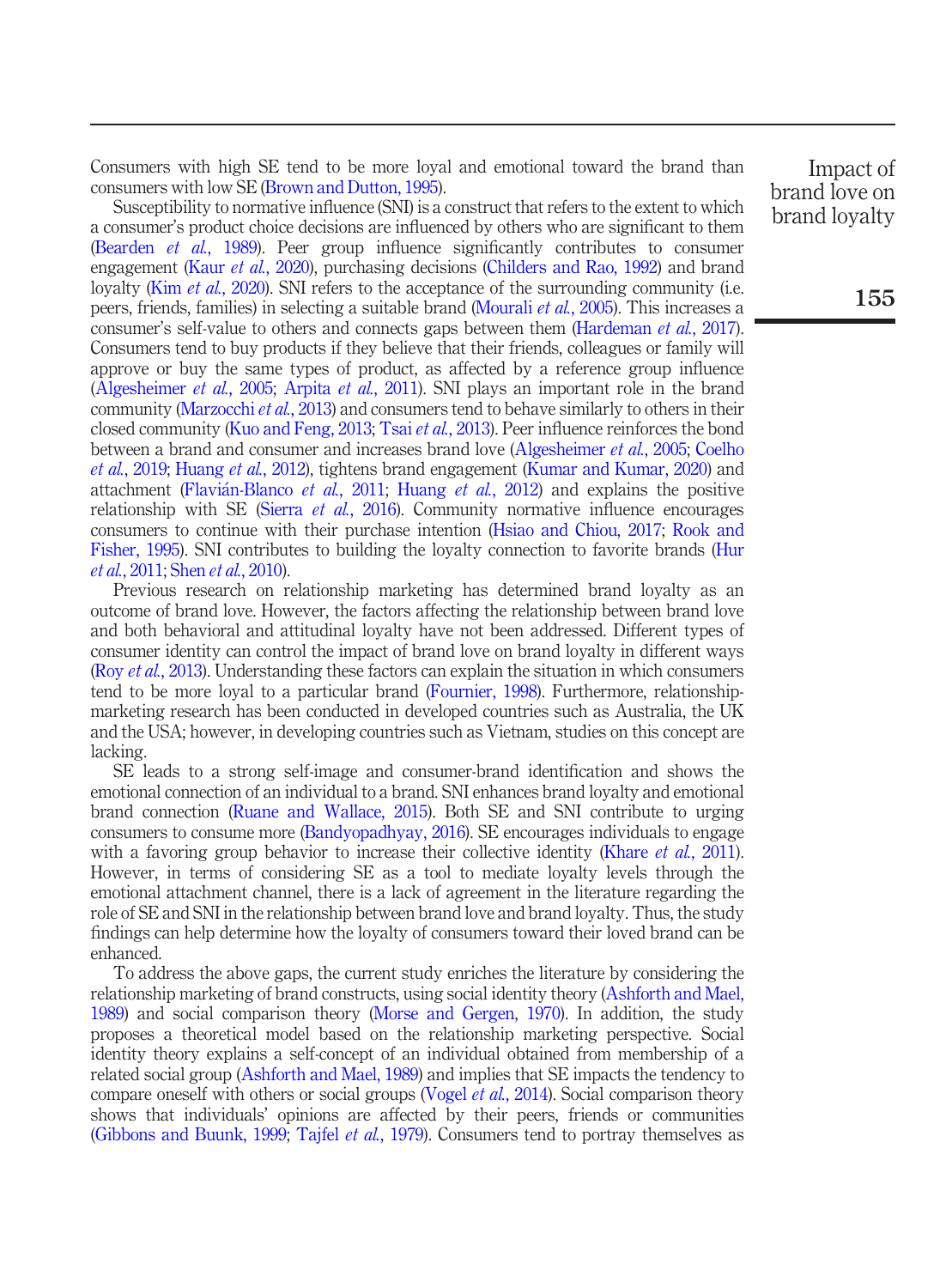Consumers with high SE tend to be more loyal and emotional toward the brand than consumers with low SE (Brown and Dutton, 1995).

Susceptibility to normative influence (SNI) is a construct that refers to the extent to which a consumer's product choice decisions are influenced by others who are significant to them (Bearden *et al.*, 1989). Peer group influence significantly contributes to consumer engagement (Kaur *et al.*, 2020), purchasing decisions (Childers and Rao, 1992) and brand loyalty (Kim *et al.*, 2020). SNI refers to the acceptance of the surrounding community (i.e. peers, friends, families) in selecting a suitable brand (Mourali *et al.*, 2005). This increases a consumer's self-value to others and connects gaps between them (Hardeman *et al.*, 2017). Consumers tend to buy products if they believe that their friends, colleagues or family will approve or buy the same types of product, as affected by a reference group influence (Algesheimer *et al.*, 2005; Arpita *et al.*, 2011). SNI plays an important role in the brand community (Marzocchi *et al.*, 2013) and consumers tend to behave similarly to others in their closed community (Kuo and Feng, 2013; Tsai *et al.*, 2013). Peer influence reinforces the bond between a brand and consumer and increases brand love (Algesheimer *et al.*, 2005; Coelho *et al.*, 2019; Huang *et al.*, 2012), tightens brand engagement (Kumar and Kumar, 2020) and attachment (Flavián-Blanco *et al.*, 2011; Huang *et al.*, 2012) and explains the positive relationship with SE (Sierra *et al.*, 2016). Community normative influence encourages consumers to continue with their purchase intention (Hsiao and Chiou, 2017; Rook and Fisher, 1995). SNI contributes to building the loyalty connection to favorite brands (Hur *et al.*, 2011; Shen *et al.*, 2010).

Previous research on relationship marketing has determined brand loyalty as an outcome of brand love. However, the factors affecting the relationship between brand love and both behavioral and attitudinal loyalty have not been addressed. Different types of consumer identity can control the impact of brand love on brand loyalty in different ways (Roy *et al.*, 2013). Understanding these factors can explain the situation in which consumers tend to be more loyal to a particular brand (Fournier, 1998). Furthermore, relationship-marketing research has been conducted in developed countries such as Australia, the UK and the USA; however, in developing countries such as Vietnam, studies on this concept are lacking.

SE leads to a strong self-image and consumer-brand identification and shows the emotional connection of an individual to a brand. SNI enhances brand loyalty and emotional brand connection (Ruane and Wallace, 2015). Both SE and SNI contribute to urging consumers to consume more (Bandyopadhyay, 2016). SE encourages individuals to engage with a favoring group behavior to increase their collective identity (Khare *et al.*, 2011). However, in terms of considering SE as a tool to mediate loyalty levels through the emotional attachment channel, there is a lack of agreement in the literature regarding the role of SE and SNI in the relationship between brand love and brand loyalty. Thus, the study findings can help determine how the loyalty of consumers toward their loved brand can be enhanced.

To address the above gaps, the current study enriches the literature by considering the relationship marketing of brand constructs, using social identity theory (Ashforth and Mael, 1989) and social comparison theory (Morse and Gergen, 1970). In addition, the study proposes a theoretical model based on the relationship marketing perspective. Social identity theory explains a self-concept of an individual obtained from membership of a related social group (Ashforth and Mael, 1989) and implies that SE impacts the tendency to compare oneself with others or social groups (Vogel *et al.*, 2014). Social comparison theory shows that individuals' opinions are affected by their peers, friends or communities (Gibbons and Buunk, 1999; Tajfel *et al.*, 1979). Consumers tend to portray themselves as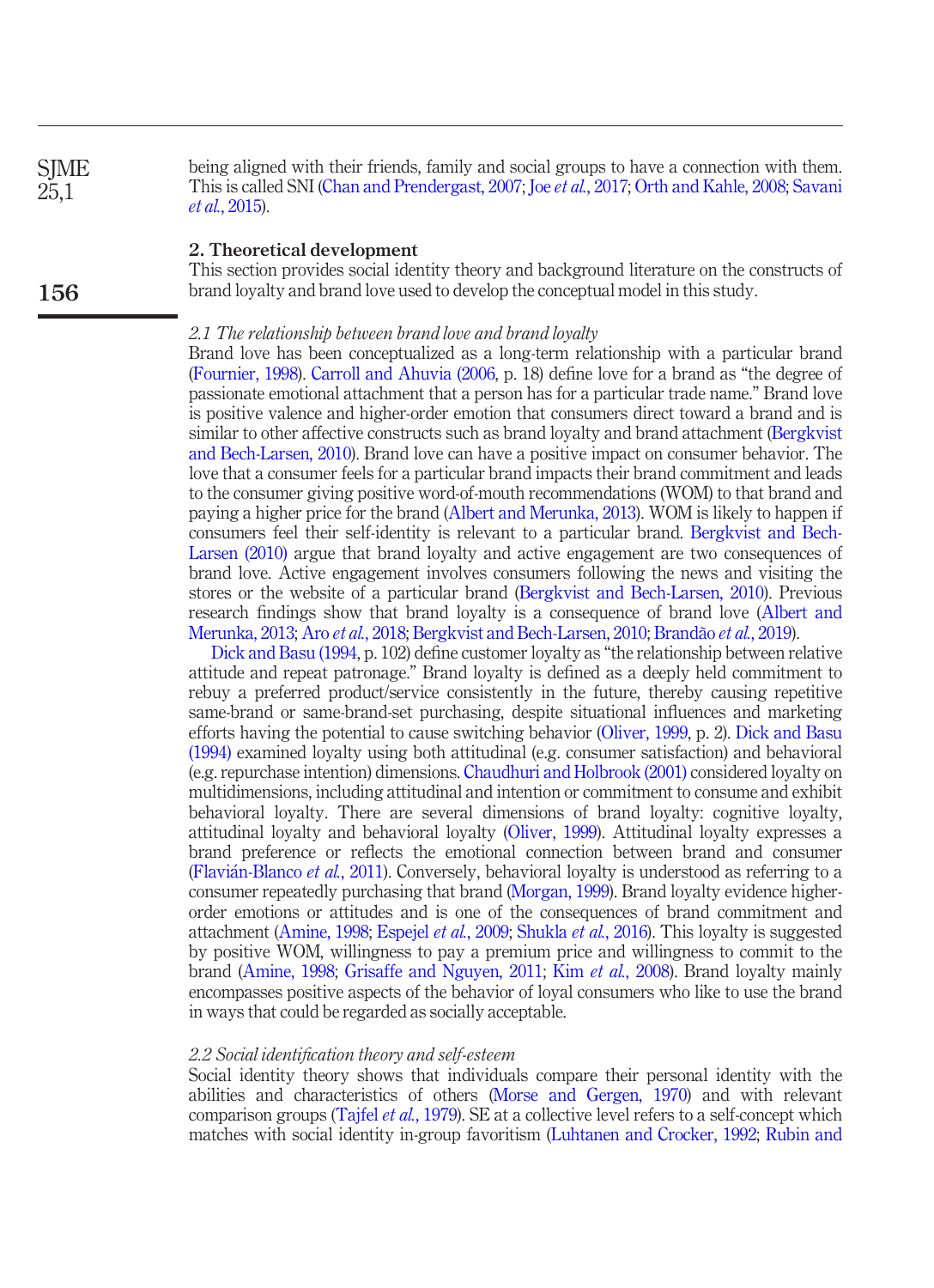being aligned with their friends, family and social groups to have a connection with them. This is called SNI (Chan and Prendergast, 2007; Joe *et al.*, 2017; Orth and Kahle, 2008; Savani *et al.*, 2015).

## 2. Theoretical development

This section provides social identity theory and background literature on the constructs of brand loyalty and brand love used to develop the conceptual model in this study.

### *2.1 The relationship between brand love and brand loyalty*

Brand love has been conceptualized as a long-term relationship with a particular brand (Fournier, 1998). Carroll and Ahuvia (2006, p. 18) define love for a brand as "the degree of passionate emotional attachment that a person has for a particular trade name." Brand love is positive valence and higher-order emotion that consumers direct toward a brand and is similar to other affective constructs such as brand loyalty and brand attachment (Bergkvist and Bech-Larsen, 2010). Brand love can have a positive impact on consumer behavior. The love that a consumer feels for a particular brand impacts their brand commitment and leads to the consumer giving positive word-of-mouth recommendations (WOM) to that brand and paying a higher price for the brand (Albert and Merunka, 2013). WOM is likely to happen if consumers feel their self-identity is relevant to a particular brand. Bergkvist and Bech-Larsen (2010) argue that brand loyalty and active engagement are two consequences of brand love. Active engagement involves consumers following the news and visiting the stores or the website of a particular brand (Bergkvist and Bech-Larsen, 2010). Previous research findings show that brand loyalty is a consequence of brand love (Albert and Merunka, 2013; Aro *et al.*, 2018; Bergkvist and Bech-Larsen, 2010; Brandão *et al.*, 2019).

Dick and Basu (1994, p. 102) define customer loyalty as "the relationship between relative attitude and repeat patronage." Brand loyalty is defined as a deeply held commitment to rebuy a preferred product/service consistently in the future, thereby causing repetitive same-brand or same-brand-set purchasing, despite situational influences and marketing efforts having the potential to cause switching behavior (Oliver, 1999, p. 2). Dick and Basu (1994) examined loyalty using both attitudinal (e.g. consumer satisfaction) and behavioral (e.g. repurchase intention) dimensions. Chaudhuri and Holbrook (2001) considered loyalty on multidimensions, including attitudinal and intention or commitment to consume and exhibit behavioral loyalty. There are several dimensions of brand loyalty: cognitive loyalty, attitudinal loyalty and behavioral loyalty (Oliver, 1999). Attitudinal loyalty expresses a brand preference or reflects the emotional connection between brand and consumer (Flavián-Blanco *et al.*, 2011). Conversely, behavioral loyalty is understood as referring to a consumer repeatedly purchasing that brand (Morgan, 1999). Brand loyalty evidence higher-order emotions or attitudes and is one of the consequences of brand commitment and attachment (Amine, 1998; Espejel *et al.*, 2009; Shukla *et al.*, 2016). This loyalty is suggested by positive WOM, willingness to pay a premium price and willingness to commit to the brand (Amine, 1998; Grisaffe and Nguyen, 2011; Kim *et al.*, 2008). Brand loyalty mainly encompasses positive aspects of the behavior of loyal consumers who like to use the brand in ways that could be regarded as socially acceptable.

### *2.2 Social identification theory and self-esteem*

Social identity theory shows that individuals compare their personal identity with the abilities and characteristics of others (Morse and Gergen, 1970) and with relevant comparison groups (Tajfel *et al.*, 1979). SE at a collective level refers to a self-concept which matches with social identity in-group favoritism (Luhtanen and Crocker, 1992; Rubin and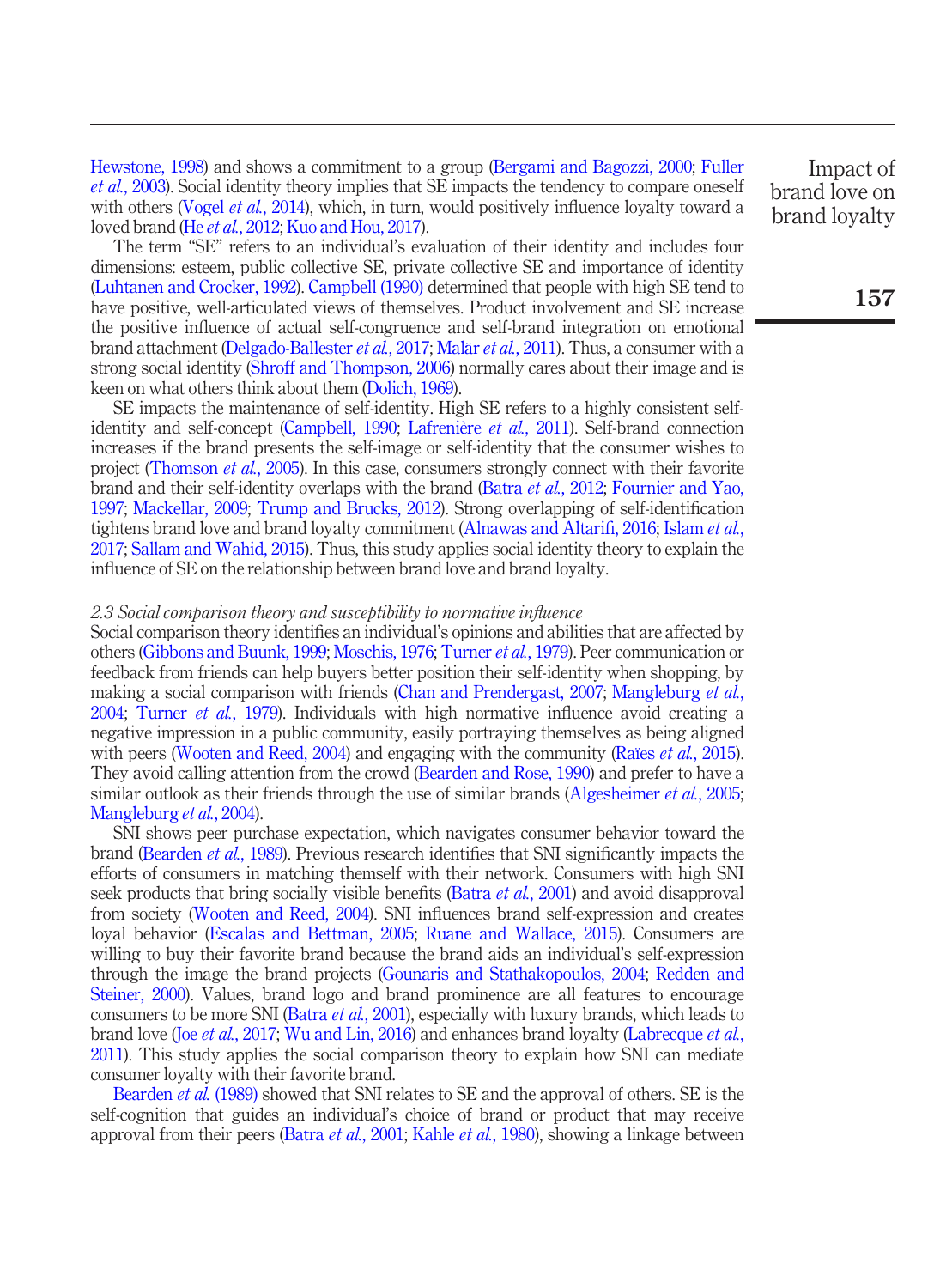Hewstone, 1998) and shows a commitment to a group (Bergami and Bagozzi, 2000; Fuller *et al.*, 2003). Social identity theory implies that SE impacts the tendency to compare oneself with others (Vogel *et al.*, 2014), which, in turn, would positively influence loyalty toward a loved brand (He *et al.*, 2012; Kuo and Hou, 2017).

The term "SE" refers to an individual's evaluation of their identity and includes four dimensions: esteem, public collective SE, private collective SE and importance of identity (Luhtanen and Crocker, 1992). Campbell (1990) determined that people with high SE tend to have positive, well-articulated views of themselves. Product involvement and SE increase the positive influence of actual self-congruence and self-brand integration on emotional brand attachment (Delgado-Ballester *et al.*, 2017; Malär *et al.*, 2011). Thus, a consumer with a strong social identity (Shroff and Thompson, 2006) normally cares about their image and is keen on what others think about them (Dolich, 1969).

SE impacts the maintenance of self-identity. High SE refers to a highly consistent self-identity and self-concept (Campbell, 1990; Lafrenière *et al.*, 2011). Self-brand connection increases if the brand presents the self-image or self-identity that the consumer wishes to project (Thomson *et al.*, 2005). In this case, consumers strongly connect with their favorite brand and their self-identity overlaps with the brand (Batra *et al.*, 2012; Fournier and Yao, 1997; Mackellar, 2009; Trump and Brucks, 2012). Strong overlapping of self-identification tightens brand love and brand loyalty commitment (Alnawas and Altarifi, 2016; Islam *et al.*, 2017; Sallam and Wahid, 2015). Thus, this study applies social identity theory to explain the influence of SE on the relationship between brand love and brand loyalty.

### *2.3 Social comparison theory and susceptibility to normative influence*

Social comparison theory identifies an individual's opinions and abilities that are affected by others (Gibbons and Buunk, 1999; Moschis, 1976; Turner *et al.*, 1979). Peer communication or feedback from friends can help buyers better position their self-identity when shopping, by making a social comparison with friends (Chan and Prendergast, 2007; Mangleburg *et al.*, 2004; Turner *et al.*, 1979). Individuals with high normative influence avoid creating a negative impression in a public community, easily portraying themselves as being aligned with peers (Wooten and Reed, 2004) and engaging with the community (Raïes *et al.*, 2015). They avoid calling attention from the crowd (Bearden and Rose, 1990) and prefer to have a similar outlook as their friends through the use of similar brands (Algesheimer *et al.*, 2005; Mangleburg *et al.*, 2004).

SNI shows peer purchase expectation, which navigates consumer behavior toward the brand (Bearden *et al.*, 1989). Previous research identifies that SNI significantly impacts the efforts of consumers in matching themself with their network. Consumers with high SNI seek products that bring socially visible benefits (Batra *et al.*, 2001) and avoid disapproval from society (Wooten and Reed, 2004). SNI influences brand self-expression and creates loyal behavior (Escalas and Bettman, 2005; Ruane and Wallace, 2015). Consumers are willing to buy their favorite brand because the brand aids an individual's self-expression through the image the brand projects (Gounaris and Stathakopoulos, 2004; Redden and Steiner, 2000). Values, brand logo and brand prominence are all features to encourage consumers to be more SNI (Batra *et al.*, 2001), especially with luxury brands, which leads to brand love (Joe *et al.*, 2017; Wu and Lin, 2016) and enhances brand loyalty (Labrecque *et al.*, 2011). This study applies the social comparison theory to explain how SNI can mediate consumer loyalty with their favorite brand.

Bearden *et al.* (1989) showed that SNI relates to SE and the approval of others. SE is the self-cognition that guides an individual's choice of brand or product that may receive approval from their peers (Batra *et al.*, 2001; Kahle *et al.*, 1980), showing a linkage between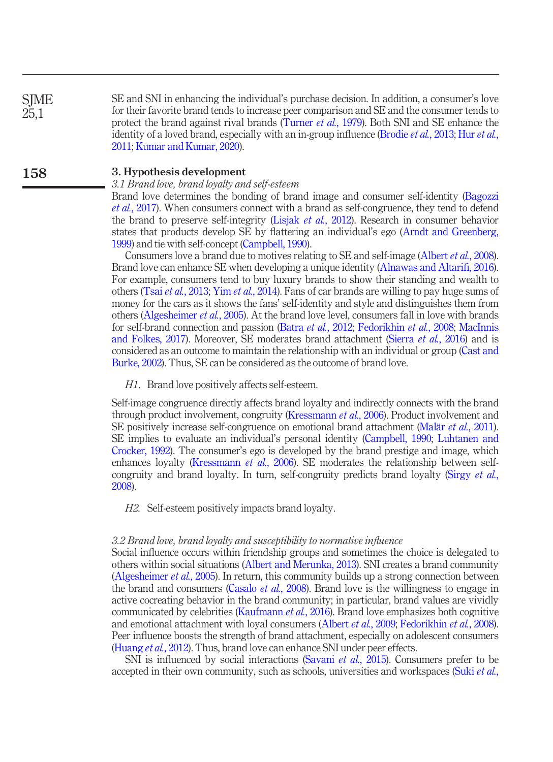SE and SNI in enhancing the individual's purchase decision. In addition, a consumer's love for their favorite brand tends to increase peer comparison and SE and the consumer tends to protect the brand against rival brands (Turner *et al.*, 1979). Both SNI and SE enhance the identity of a loved brand, especially with an in-group influence (Brodie *et al.*, 2013; Hur *et al.*, 2011; Kumar and Kumar, 2020).

## 3. Hypothesis development

### 3.1 Brand love, brand loyalty and self-esteem

Brand love determines the bonding of brand image and consumer self-identity (Bagozzi *et al.*, 2017). When consumers connect with a brand as self-congruence, they tend to defend the brand to preserve self-integrity (Lisjak *et al.*, 2012). Research in consumer behavior states that products develop SE by flattering an individual's ego (Arndt and Greenberg, 1999) and tie with self-concept (Campbell, 1990).

Consumers love a brand due to motives relating to SE and self-image (Albert *et al.*, 2008). Brand love can enhance SE when developing a unique identity (Alnawas and Altarifi, 2016). For example, consumers tend to buy luxury brands to show their standing and wealth to others (Tsai *et al.*, 2013; Yim *et al.*, 2014). Fans of car brands are willing to pay huge sums of money for the cars as it shows the fans' self-identity and style and distinguishes them from others (Algesheimer *et al.*, 2005). At the brand love level, consumers fall in love with brands for self-brand connection and passion (Batra *et al.*, 2012; Fedorikhin *et al.*, 2008; MacInnis and Folkes, 2017). Moreover, SE moderates brand attachment (Sierra *et al.*, 2016) and is considered as an outcome to maintain the relationship with an individual or group (Cast and Burke, 2002). Thus, SE can be considered as the outcome of brand love.

> *H1*. Brand love positively affects self-esteem.

Self-image congruence directly affects brand loyalty and indirectly connects with the brand through product involvement, congruity (Kressmann *et al.*, 2006). Product involvement and SE positively increase self-congruence on emotional brand attachment (Malär *et al.*, 2011). SE implies to evaluate an individual's personal identity (Campbell, 1990; Luhtanen and Crocker, 1992). The consumer's ego is developed by the brand prestige and image, which enhances loyalty (Kressmann *et al.*, 2006). SE moderates the relationship between self-congruity and brand loyalty. In turn, self-congruity predicts brand loyalty (Sirgy *et al.*, 2008).

> *H2*. Self-esteem positively impacts brand loyalty.

### 3.2 Brand love, brand loyalty and susceptibility to normative influence

Social influence occurs within friendship groups and sometimes the choice is delegated to others within social situations (Albert and Merunka, 2013). SNI creates a brand community (Algesheimer *et al.*, 2005). In return, this community builds up a strong connection between the brand and consumers (Casalo *et al.*, 2008). Brand love is the willingness to engage in active cocreating behavior in the brand community; in particular, brand values are vividly communicated by celebrities (Kaufmann *et al.*, 2016). Brand love emphasizes both cognitive and emotional attachment with loyal consumers (Albert *et al.*, 2009; Fedorikhin *et al.*, 2008). Peer influence boosts the strength of brand attachment, especially on adolescent consumers (Huang *et al.*, 2012). Thus, brand love can enhance SNI under peer effects.

SNI is influenced by social interactions (Savani *et al.*, 2015). Consumers prefer to be accepted in their own community, such as schools, universities and workspaces (Suki *et al.*,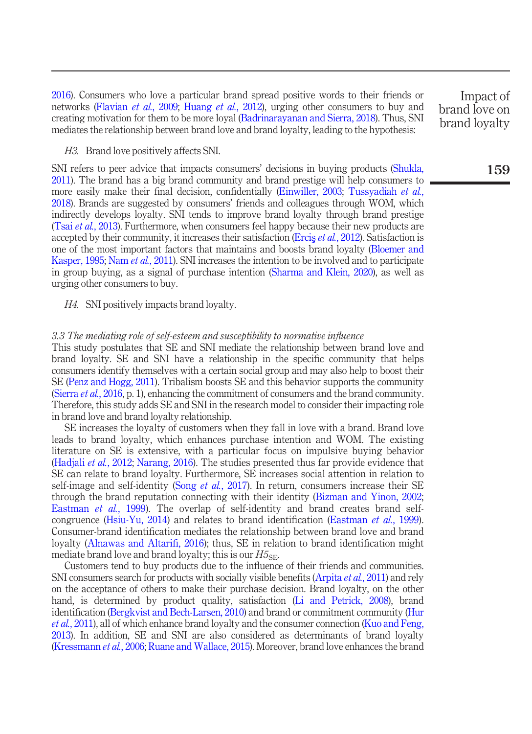2016). Consumers who love a particular brand spread positive words to their friends or networks (Flavian *et al.*, 2009; Huang *et al.*, 2012), urging other consumers to buy and creating motivation for them to be more loyal (Badrinarayanan and Sierra, 2018). Thus, SNI mediates the relationship between brand love and brand loyalty, leading to the hypothesis:

*H3*. Brand love positively affects SNI.

SNI refers to peer advice that impacts consumers' decisions in buying products (Shukla, 2011). The brand has a big brand community and brand prestige will help consumers to more easily make their final decision, confidentially (Einwiller, 2003; Tussyadiah *et al.*, 2018). Brands are suggested by consumers' friends and colleagues through WOM, which indirectly develops loyalty. SNI tends to improve brand loyalty through brand prestige (Tsai *et al.*, 2013). Furthermore, when consumers feel happy because their new products are accepted by their community, it increases their satisfaction (Erciş *et al.*, 2012). Satisfaction is one of the most important factors that maintains and boosts brand loyalty (Bloemer and Kasper, 1995; Nam *et al.*, 2011). SNI increases the intention to be involved and to participate in group buying, as a signal of purchase intention (Sharma and Klein, 2020), as well as urging other consumers to buy.

*H4*. SNI positively impacts brand loyalty.

### *3.3 The mediating role of self-esteem and susceptibility to normative influence*

This study postulates that SE and SNI mediate the relationship between brand love and brand loyalty. SE and SNI have a relationship in the specific community that helps consumers identify themselves with a certain social group and may also help to boost their SE (Penz and Hogg, 2011). Tribalism boosts SE and this behavior supports the community (Sierra *et al.*, 2016, p. 1), enhancing the commitment of consumers and the brand community. Therefore, this study adds SE and SNI in the research model to consider their impacting role in brand love and brand loyalty relationship.

SE increases the loyalty of customers when they fall in love with a brand. Brand love leads to brand loyalty, which enhances purchase intention and WOM. The existing literature on SE is extensive, with a particular focus on impulsive buying behavior (Hadjali *et al.*, 2012; Narang, 2016). The studies presented thus far provide evidence that SE can relate to brand loyalty. Furthermore, SE increases social attention in relation to self-image and self-identity (Song *et al.*, 2017). In return, consumers increase their SE through the brand reputation connecting with their identity (Bizman and Yinon, 2002; Eastman *et al.*, 1999). The overlap of self-identity and brand creates brand self-congruence (Hsiu-Yu, 2014) and relates to brand identification (Eastman *et al.*, 1999). Consumer-brand identification mediates the relationship between brand love and brand loyalty (Alnawas and Altarifi, 2016); thus, SE in relation to brand identification might mediate brand love and brand loyalty; this is our $H5_{SE}$.

Customers tend to buy products due to the influence of their friends and communities. SNI consumers search for products with socially visible benefits (Arpita *et al.*, 2011) and rely on the acceptance of others to make their purchase decision. Brand loyalty, on the other hand, is determined by product quality, satisfaction (Li and Petrick, 2008), brand identification (Bergkvist and Bech-Larsen, 2010) and brand or commitment community (Hur *et al.*, 2011), all of which enhance brand loyalty and the consumer connection (Kuo and Feng, 2013). In addition, SE and SNI are also considered as determinants of brand loyalty (Kressmann *et al.*, 2006; Ruane and Wallace, 2015). Moreover, brand love enhances the brand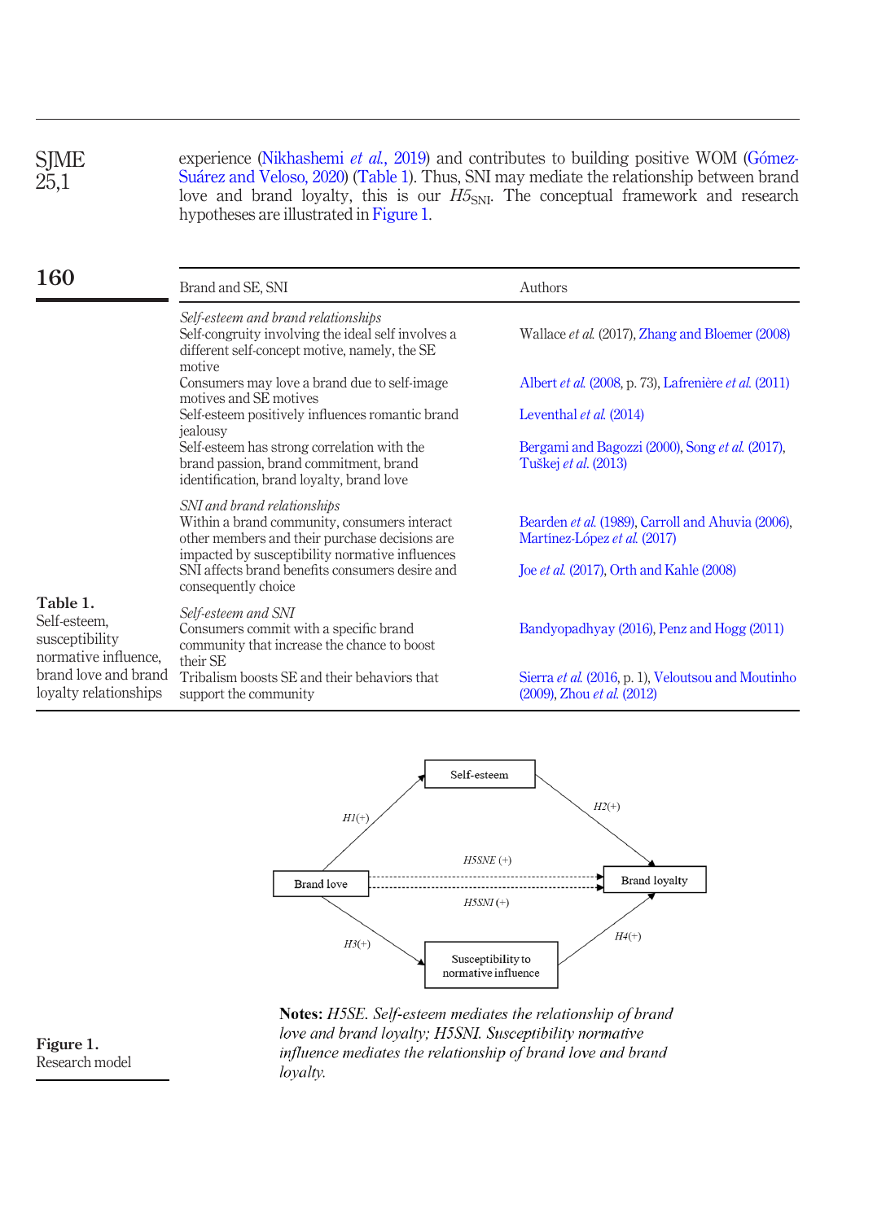experience (Nikhashemi *et al.*, 2019) and contributes to building positive WOM (Gómez-Suárez and Veloso, 2020) (Table 1). Thus, SNI may mediate the relationship between brand love and brand loyalty, this is our $H5_{SNI}$. The conceptual framework and research hypotheses are illustrated in Figure 1.

| Brand and SE, SNI | Authors |
|---|---|
| *Self-esteem and brand relationships* | |
| Self-congruity involving the ideal self involves a different self-concept motive, namely, the SE motive | Wallace *et al.* (2017), Zhang and Bloemer (2008) |
| Consumers may love a brand due to self-image motives and SE motives | Albert *et al.* (2008, p. 73), Lafrenière *et al.* (2011) |
| Self-esteem positively influences romantic brand jealousy | Leventhal *et al.* (2014) |
| Self-esteem has strong correlation with the brand passion, brand commitment, brand identification, brand loyalty, brand love | Bergami and Bagozzi (2000), Song *et al.* (2017), Tuškej *et al.* (2013) |
| *SNI and brand relationships* | |
| Within a brand community, consumers interact other members and their purchase decisions are impacted by susceptibility normative influences | Bearden *et al.* (1989), Carroll and Ahuvia (2006), Martínez-López *et al.* (2017) |
| SNI affects brand benefits consumers desire and consequently choice | Joe *et al.* (2017), Orth and Kahle (2008) |
| *Self-esteem and SNI* | |
| Consumers commit with a specific brand community that increase the chance to boost their SE | Bandyopadhyay (2016), Penz and Hogg (2011) |
| Tribalism boosts SE and their behaviors that support the community | Sierra *et al.* (2016, p. 1), Veloutsou and Moutinho (2009), Zhou *et al.* (2012) |

**Table 1.** Self-esteem, susceptibility normative influence, brand love and brand loyalty relationships

**Notes:** *H5SE. Self-esteem mediates the relationship of brand love and brand loyalty; H5SNI. Susceptibility normative influence mediates the relationship of brand love and brand loyalty.*

**Figure 1.** Research model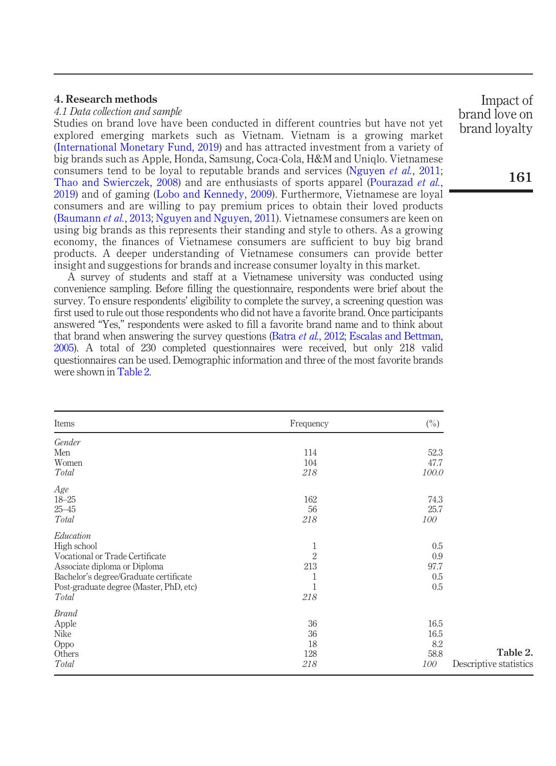## 4. Research methods

### *4.1 Data collection and sample*

Studies on brand love have been conducted in different countries but have not yet explored emerging markets such as Vietnam. Vietnam is a growing market (International Monetary Fund, 2019) and has attracted investment from a variety of big brands such as Apple, Honda, Samsung, Coca-Cola, H&M and Uniqlo. Vietnamese consumers tend to be loyal to reputable brands and services (Nguyen *et al.*, 2011; Thao and Swierczek, 2008) and are enthusiasts of sports apparel (Pourazad *et al.*, 2019) and of gaming (Lobo and Kennedy, 2009). Furthermore, Vietnamese are loyal consumers and are willing to pay premium prices to obtain their loved products (Baumann *et al.*, 2013; Nguyen and Nguyen, 2011). Vietnamese consumers are keen on using big brands as this represents their standing and style to others. As a growing economy, the finances of Vietnamese consumers are sufficient to buy big brand products. A deeper understanding of Vietnamese consumers can provide better insight and suggestions for brands and increase consumer loyalty in this market.

A survey of students and staff at a Vietnamese university was conducted using convenience sampling. Before filling the questionnaire, respondents were brief about the survey. To ensure respondents' eligibility to complete the survey, a screening question was first used to rule out those respondents who did not have a favorite brand. Once participants answered "Yes," respondents were asked to fill a favorite brand name and to think about that brand when answering the survey questions (Batra *et al.*, 2012; Escalas and Bettman, 2005). A total of 230 completed questionnaires were received, but only 218 valid questionnaires can be used. Demographic information and three of the most favorite brands were shown in Table 2.

| Items | Frequency | (%) |
|---|---|---|
| *Gender* | | |
| Men | 114 | 52.3 |
| Women | 104 | 47.7 |
| *Total* | *218* | *100.0* |
| *Age* | | |
| 18–25 | 162 | 74.3 |
| 25–45 | 56 | 25.7 |
| *Total* | *218* | *100* |
| *Education* | | |
| High school | 1 | 0.5 |
| Vocational or Trade Certificate | 2 | 0.9 |
| Associate diploma or Diploma | 213 | 97.7 |
| Bachelor's degree/Graduate certificate | 1 | 0.5 |
| Post-graduate degree (Master, PhD, etc) | 1 | 0.5 |
| *Total* | *218* | |
| *Brand* | | |
| Apple | 36 | 16.5 |
| Nike | 36 | 16.5 |
| Oppo | 18 | 8.2 |
| Others | 128 | 58.8 |
| *Total* | *218* | *100* |

**Table 2.** Descriptive statistics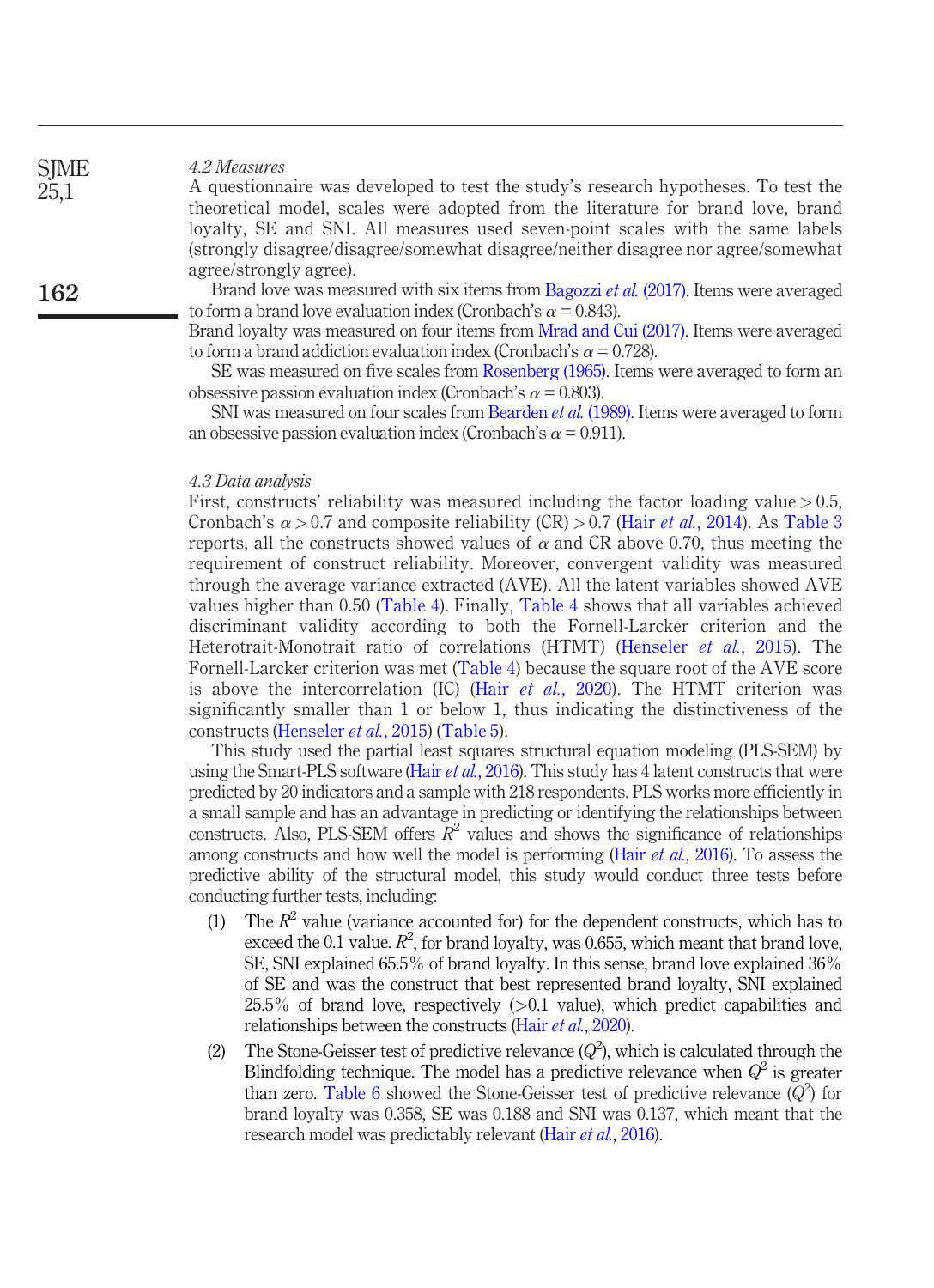### 4.2 Measures

A questionnaire was developed to test the study's research hypotheses. To test the theoretical model, scales were adopted from the literature for brand love, brand loyalty, SE and SNI. All measures used seven-point scales with the same labels (strongly disagree/disagree/somewhat disagree/neither disagree nor agree/somewhat agree/strongly agree).

Brand love was measured with six items from Bagozzi *et al.* (2017). Items were averaged to form a brand love evaluation index (Cronbach's $\alpha = 0.843$).

Brand loyalty was measured on four items from Mrad and Cui (2017). Items were averaged to form a brand addiction evaluation index (Cronbach's $\alpha = 0.728$).

SE was measured on five scales from Rosenberg (1965). Items were averaged to form an obsessive passion evaluation index (Cronbach's $\alpha = 0.803$).

SNI was measured on four scales from Bearden *et al.* (1989). Items were averaged to form an obsessive passion evaluation index (Cronbach's $\alpha = 0.911$).

### 4.3 Data analysis

First, constructs' reliability was measured including the factor loading value > 0.5, Cronbach's $\alpha > 0.7$ and composite reliability (CR) > 0.7 (Hair *et al.*, 2014). As Table 3 reports, all the constructs showed values of $\alpha$ and CR above 0.70, thus meeting the requirement of construct reliability. Moreover, convergent validity was measured through the average variance extracted (AVE). All the latent variables showed AVE values higher than 0.50 (Table 4). Finally, Table 4 shows that all variables achieved discriminant validity according to both the Fornell-Larcker criterion and the Heterotrait-Monotrait ratio of correlations (HTMT) (Henseler *et al.*, 2015). The Fornell-Larcker criterion was met (Table 4) because the square root of the AVE score is above the intercorrelation (IC) (Hair *et al.*, 2020). The HTMT criterion was significantly smaller than 1 or below 1, thus indicating the distinctiveness of the constructs (Henseler *et al.*, 2015) (Table 5).

This study used the partial least squares structural equation modeling (PLS-SEM) by using the Smart-PLS software (Hair *et al.*, 2016). This study has 4 latent constructs that were predicted by 20 indicators and a sample with 218 respondents. PLS works more efficiently in a small sample and has an advantage in predicting or identifying the relationships between constructs. Also, PLS-SEM offers $R^2$ values and shows the significance of relationships among constructs and how well the model is performing (Hair *et al.*, 2016). To assess the predictive ability of the structural model, this study would conduct three tests before conducting further tests, including:

1. The $R^2$ value (variance accounted for) for the dependent constructs, which has to exceed the 0.1 value. $R^2$, for brand loyalty, was 0.655, which meant that brand love, SE, SNI explained 65.5% of brand loyalty. In this sense, brand love explained 36% of SE and was the construct that best represented brand loyalty, SNI explained 25.5% of brand love, respectively (>0.1 value), which predict capabilities and relationships between the constructs (Hair *et al.*, 2020).
2. The Stone-Geisser test of predictive relevance ($Q^2$), which is calculated through the Blindfolding technique. The model has a predictive relevance when $Q^2$ is greater than zero. Table 6 showed the Stone-Geisser test of predictive relevance ($Q^2$) for brand loyalty was 0.358, SE was 0.188 and SNI was 0.137, which meant that the research model was predictably relevant (Hair *et al.*, 2016).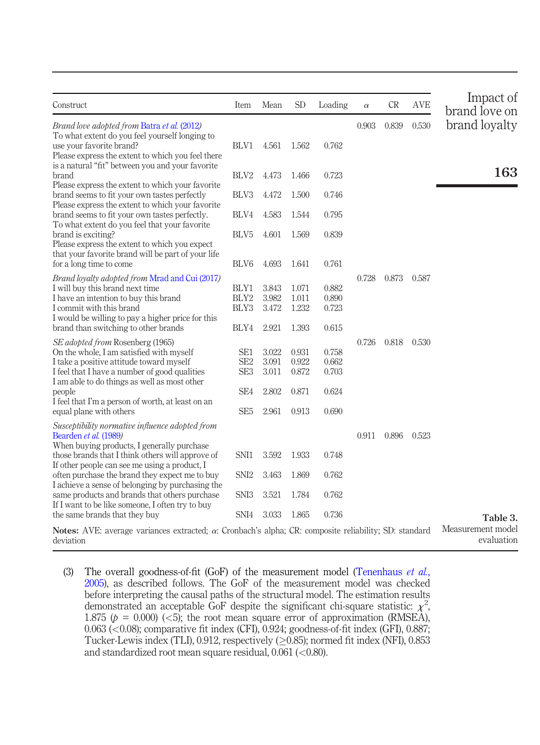| Construct | Item | Mean | SD | Loading | $\alpha$ | CR | AVE |
|---|---|---|---|---|---|---|---|
| *Brand love adopted from* Batra *et al.* (2012) | | | | | 0.903 | 0.839 | 0.530 |
| To what extent do you feel yourself longing to use your favorite brand? | BLV1 | 4.561 | 1.562 | 0.762 | | | |
| Please express the extent to which you feel there is a natural "fit" between you and your favorite brand | BLV2 | 4.473 | 1.466 | 0.723 | | | |
| Please express the extent to which your favorite brand seems to fit your own tastes perfectly | BLV3 | 4.472 | 1.500 | 0.746 | | | |
| Please express the extent to which your favorite brand seems to fit your own tastes perfectly. | BLV4 | 4.583 | 1.544 | 0.795 | | | |
| To what extent do you feel that your favorite brand is exciting? | BLV5 | 4.601 | 1.569 | 0.839 | | | |
| Please express the extent to which you expect that your favorite brand will be part of your life for a long time to come | BLV6 | 4.693 | 1.641 | 0.761 | | | |
| *Brand loyalty adopted from* Mrad and Cui (2017) | | | | | 0.728 | 0.873 | 0.587 |
| I will buy this brand next time | BLY1 | 3.843 | 1.071 | 0.882 | | | |
| I have an intention to buy this brand | BLY2 | 3.982 | 1.011 | 0.890 | | | |
| I commit with this brand | BLY3 | 3.472 | 1.232 | 0.723 | | | |
| I would be willing to pay a higher price for this brand than switching to other brands | BLY4 | 2.921 | 1.393 | 0.615 | | | |
| *SE adopted from* Rosenberg (1965) | | | | | 0.726 | 0.818 | 0.530 |
| On the whole, I am satisfied with myself | SE1 | 3.022 | 0.931 | 0.758 | | | |
| I take a positive attitude toward myself | SE2 | 3.091 | 0.922 | 0.662 | | | |
| I feel that I have a number of good qualities | SE3 | 3.011 | 0.872 | 0.703 | | | |
| I am able to do things as well as most other people | SE4 | 2.802 | 0.871 | 0.624 | | | |
| I feel that I'm a person of worth, at least on an equal plane with others | SE5 | 2.961 | 0.913 | 0.690 | | | |
| *Susceptibility normative influence adopted from* Bearden *et al.* (1989) | | | | | 0.911 | 0.896 | 0.523 |
| When buying products, I generally purchase those brands that I think others will approve of | SNI1 | 3.592 | 1.933 | 0.748 | | | |
| If other people can see me using a product, I often purchase the brand they expect me to buy | SNI2 | 3.463 | 1.869 | 0.762 | | | |
| I achieve a sense of belonging by purchasing the same products and brands that others purchase | SNI3 | 3.521 | 1.784 | 0.762 | | | |
| If I want to be like someone, I often try to buy the same brands that they buy | SNI4 | 3.033 | 1.865 | 0.736 | | | |

**Notes:** AVE: average variances extracted; $\alpha$: Cronbach's alpha; CR: composite reliability; SD: standard deviation

**Table 3.** Measurement model evaluation

(3) The overall goodness-of-fit (GoF) of the measurement model (Tenenhaus *et al.*, 2005), as described follows. The GoF of the measurement model was checked before interpreting the causal paths of the structural model. The estimation results demonstrated an acceptable GoF despite the significant chi-square statistic: $\chi^2$, 1.875 ($p$ = 0.000) (<5); the root mean square error of approximation (RMSEA), 0.063 (<0.08); comparative fit index (CFI), 0.924; goodness-of-fit index (GFI), 0.887; Tucker-Lewis index (TLI), 0.912, respectively (≥0.85); normed fit index (NFI), 0.853 and standardized root mean square residual, 0.061 (<0.80).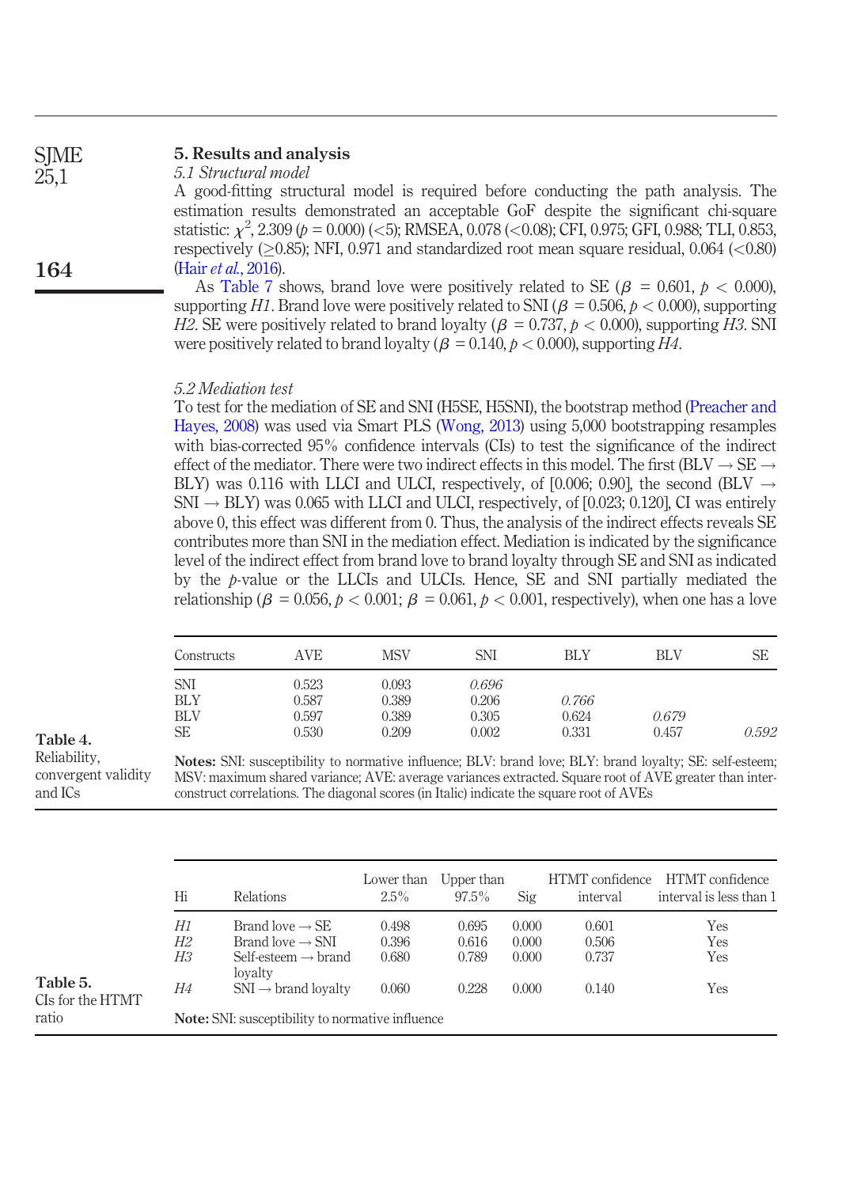## 5. Results and analysis

### 5.1 Structural model

A good-fitting structural model is required before conducting the path analysis. The estimation results demonstrated an acceptable GoF despite the significant chi-square statistic: $\chi^2$, 2.309 ($p$ = 0.000) (<5); RMSEA, 0.078 (<0.08); CFI, 0.975; GFI, 0.988; TLI, 0.853, respectively (≥0.85); NFI, 0.971 and standardized root mean square residual, 0.064 (<0.80) (Hair *et al.*, 2016).

As Table 7 shows, brand love were positively related to SE ($\beta$ = 0.601, $p$ < 0.000), supporting *H1*. Brand love were positively related to SNI ($\beta$ = 0.506, $p$ < 0.000), supporting *H2*. SE were positively related to brand loyalty ($\beta$ = 0.737, $p$ < 0.000), supporting *H3*. SNI were positively related to brand loyalty ($\beta$ = 0.140, $p$ < 0.000), supporting *H4*.

### 5.2 Mediation test

To test for the mediation of SE and SNI (H5SE, H5SNI), the bootstrap method (Preacher and Hayes, 2008) was used via Smart PLS (Wong, 2013) using 5,000 bootstrapping resamples with bias-corrected 95% confidence intervals (CIs) to test the significance of the indirect effect of the mediator. There were two indirect effects in this model. The first (BLV → SE → BLY) was 0.116 with LLCI and ULCI, respectively, of [0.006; 0.90], the second (BLV → SNI → BLY) was 0.065 with LLCI and ULCI, respectively, of [0.023; 0.120], CI was entirely above 0, this effect was different from 0. Thus, the analysis of the indirect effects reveals SE contributes more than SNI in the mediation effect. Mediation is indicated by the significance level of the indirect effect from brand love to brand loyalty through SE and SNI as indicated by the $p$-value or the LLCIs and ULCIs. Hence, SE and SNI partially mediated the relationship ($\beta$ = 0.056, $p$ < 0.001; $\beta$ = 0.061, $p$ < 0.001, respectively), when one has a love

**Table 4.** Reliability, convergent validity and ICs

| Constructs | AVE | MSV | SNI | BLY | BLV | SE |
|---|---|---|---|---|---|---|
| SNI | 0.523 | 0.093 | *0.696* | | | |
| BLY | 0.587 | 0.389 | 0.206 | *0.766* | | |
| BLV | 0.597 | 0.389 | 0.305 | 0.624 | *0.679* | |
| SE | 0.530 | 0.209 | 0.002 | 0.331 | 0.457 | *0.592* |

**Notes:** SNI: susceptibility to normative influence; BLV: brand love; BLY: brand loyalty; SE: self-esteem; MSV: maximum shared variance; AVE: average variances extracted. Square root of AVE greater than inter-construct correlations. The diagonal scores (in Italic) indicate the square root of AVEs

**Table 5.** CIs for the HTMT ratio

| Hi | Relations | Lower than 2.5% | Upper than 97.5% | Sig | HTMT confidence interval | HTMT confidence interval is less than 1 |
|---|---|---|---|---|---|---|
| *H1* | Brand love → SE | 0.498 | 0.695 | 0.000 | 0.601 | Yes |
| *H2* | Brand love → SNI | 0.396 | 0.616 | 0.000 | 0.506 | Yes |
| *H3* | Self-esteem → brand loyalty | 0.680 | 0.789 | 0.000 | 0.737 | Yes |
| *H4* | SNI → brand loyalty | 0.060 | 0.228 | 0.000 | 0.140 | Yes |

**Note:** SNI: susceptibility to normative influence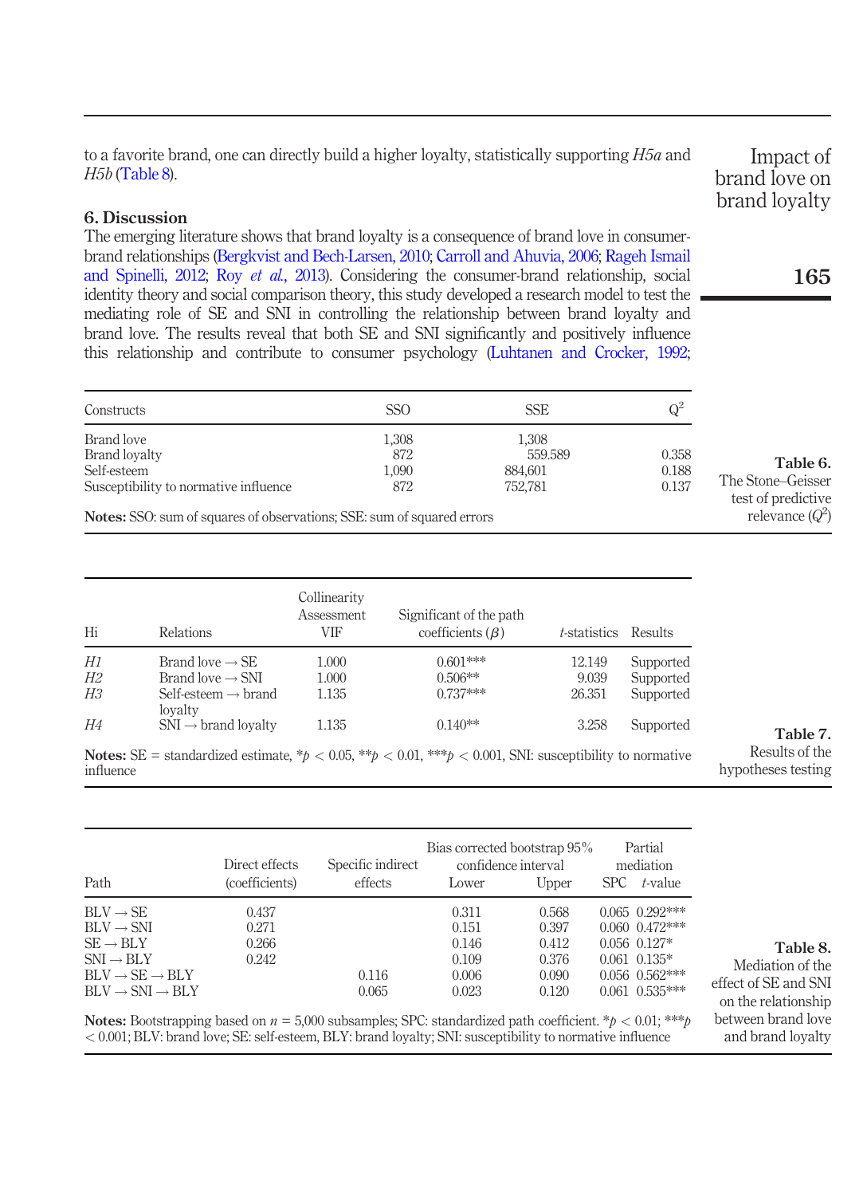to a favorite brand, one can directly build a higher loyalty, statistically supporting *H5a* and *H5b* (Table 8).

## 6. Discussion

The emerging literature shows that brand loyalty is a consequence of brand love in consumer-brand relationships (Bergkvist and Bech-Larsen, 2010; Carroll and Ahuvia, 2006; Rageh Ismail and Spinelli, 2012; Roy *et al.*, 2013). Considering the consumer-brand relationship, social identity theory and social comparison theory, this study developed a research model to test the mediating role of SE and SNI in controlling the relationship between brand loyalty and brand love. The results reveal that both SE and SNI significantly and positively influence this relationship and contribute to consumer psychology (Luhtanen and Crocker, 1992;

| Constructs | SSO | SSE | $Q^2$ |
|---|---|---|---|
| Brand love | 1,308 | 1,308 | |
| Brand loyalty | 872 | 559.589 | 0.358 |
| Self-esteem | 1,090 | 884,601 | 0.188 |
| Susceptibility to normative influence | 872 | 752,781 | 0.137 |

**Notes:** SSO: sum of squares of observations; SSE: sum of squared errors

**Table 6.** The Stone–Geisser test of predictive relevance ($Q^2$)

| Hi | Relations | Collinearity Assessment VIF | Significant of the path coefficients ($\beta$) | *t*-statistics | Results |
|---|---|---|---|---|---|
| *H1* | Brand love → SE | 1.000 | 0.601*** | 12.149 | Supported |
| *H2* | Brand love → SNI | 1.000 | 0.506** | 9.039 | Supported |
| *H3* | Self-esteem → brand loyalty | 1.135 | 0.737*** | 26.351 | Supported |
| *H4* | SNI → brand loyalty | 1.135 | 0.140** | 3.258 | Supported |

**Notes:** SE = standardized estimate, *$p < 0.05$, **$p < 0.01$, ***$p < 0.001$, SNI: susceptibility to normative influence

**Table 7.** Results of the hypotheses testing

| Path | Direct effects (coefficients) | Specific indirect effects | Bias corrected bootstrap 95% confidence interval | | Partial mediation | |
|---|---|---|---|---|---|---|
| | | | Lower | Upper | SPC | *t*-value |
| BLV → SE | 0.437 | | 0.311 | 0.568 | 0.065 | 0.292*** |
| BLV → SNI | 0.271 | | 0.151 | 0.397 | 0.060 | 0.472*** |
| SE → BLY | 0.266 | | 0.146 | 0.412 | 0.056 | 0.127* |
| SNI → BLY | 0.242 | | 0.109 | 0.376 | 0.061 | 0.135* |
| BLV → SE → BLY | | 0.116 | 0.006 | 0.090 | 0.056 | 0.562*** |
| BLV → SNI → BLY | | 0.065 | 0.023 | 0.120 | 0.061 | 0.535*** |

**Notes:** Bootstrapping based on $n$ = 5,000 subsamples; SPC: standardized path coefficient. *$p < 0.01$; ***$p < 0.001$; BLV: brand love; SE: self-esteem, BLY: brand loyalty; SNI: susceptibility to normative influence

**Table 8.** Mediation of the effect of SE and SNI on the relationship between brand love and brand loyalty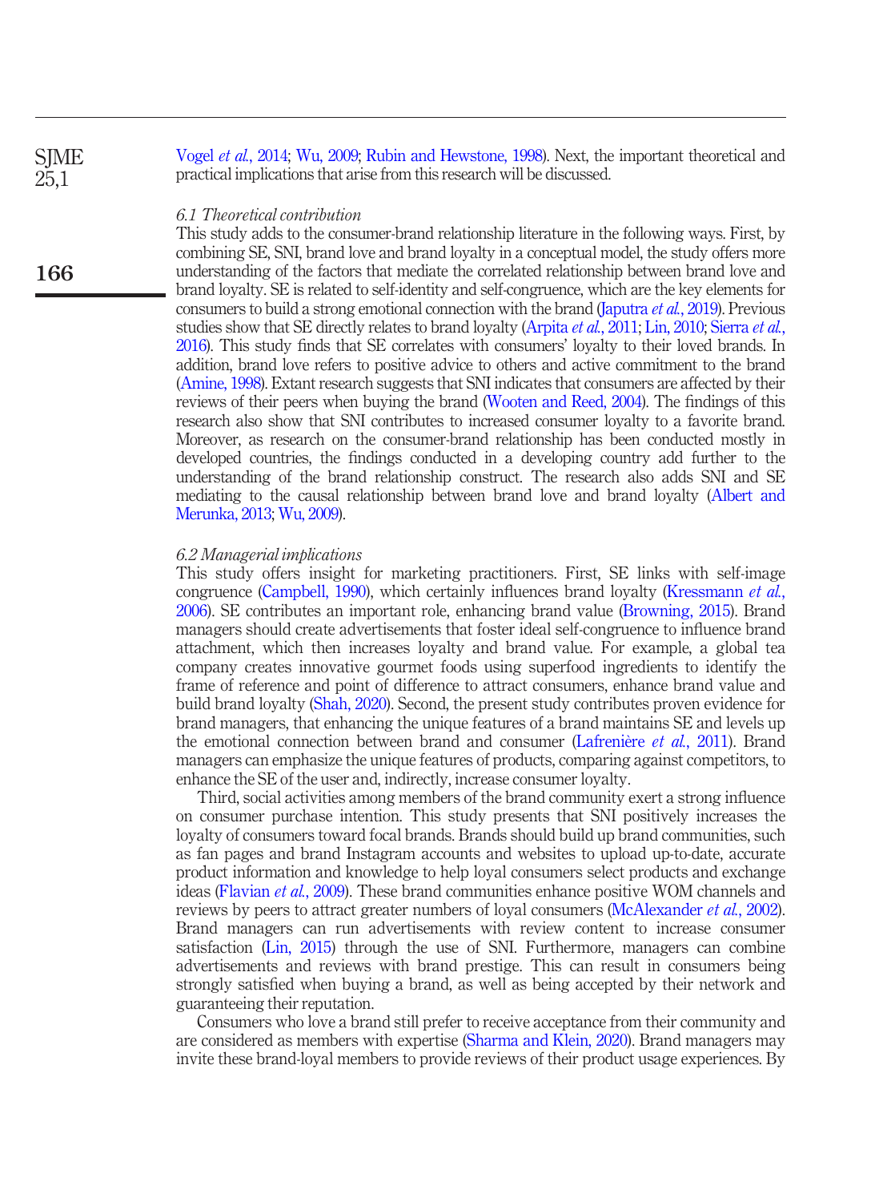Vogel *et al.*, 2014; Wu, 2009; Rubin and Hewstone, 1998). Next, the important theoretical and practical implications that arise from this research will be discussed.

### *6.1 Theoretical contribution*

This study adds to the consumer-brand relationship literature in the following ways. First, by combining SE, SNI, brand love and brand loyalty in a conceptual model, the study offers more understanding of the factors that mediate the correlated relationship between brand love and brand loyalty. SE is related to self-identity and self-congruence, which are the key elements for consumers to build a strong emotional connection with the brand (Japutra *et al.*, 2019). Previous studies show that SE directly relates to brand loyalty (Arpita *et al.*, 2011; Lin, 2010; Sierra *et al.*, 2016). This study finds that SE correlates with consumers' loyalty to their loved brands. In addition, brand love refers to positive advice to others and active commitment to the brand (Amine, 1998). Extant research suggests that SNI indicates that consumers are affected by their reviews of their peers when buying the brand (Wooten and Reed, 2004). The findings of this research also show that SNI contributes to increased consumer loyalty to a favorite brand. Moreover, as research on the consumer-brand relationship has been conducted mostly in developed countries, the findings conducted in a developing country add further to the understanding of the brand relationship construct. The research also adds SNI and SE mediating to the causal relationship between brand love and brand loyalty (Albert and Merunka, 2013; Wu, 2009).

### *6.2 Managerial implications*

This study offers insight for marketing practitioners. First, SE links with self-image congruence (Campbell, 1990), which certainly influences brand loyalty (Kressmann *et al.*, 2006). SE contributes an important role, enhancing brand value (Browning, 2015). Brand managers should create advertisements that foster ideal self-congruence to influence brand attachment, which then increases loyalty and brand value. For example, a global tea company creates innovative gourmet foods using superfood ingredients to identify the frame of reference and point of difference to attract consumers, enhance brand value and build brand loyalty (Shah, 2020). Second, the present study contributes proven evidence for brand managers, that enhancing the unique features of a brand maintains SE and levels up the emotional connection between brand and consumer (Lafrenière *et al.*, 2011). Brand managers can emphasize the unique features of products, comparing against competitors, to enhance the SE of the user and, indirectly, increase consumer loyalty.

Third, social activities among members of the brand community exert a strong influence on consumer purchase intention. This study presents that SNI positively increases the loyalty of consumers toward focal brands. Brands should build up brand communities, such as fan pages and brand Instagram accounts and websites to upload up-to-date, accurate product information and knowledge to help loyal consumers select products and exchange ideas (Flavian *et al.*, 2009). These brand communities enhance positive WOM channels and reviews by peers to attract greater numbers of loyal consumers (McAlexander *et al.*, 2002). Brand managers can run advertisements with review content to increase consumer satisfaction (Lin, 2015) through the use of SNI. Furthermore, managers can combine advertisements and reviews with brand prestige. This can result in consumers being strongly satisfied when buying a brand, as well as being accepted by their network and guaranteeing their reputation.

Consumers who love a brand still prefer to receive acceptance from their community and are considered as members with expertise (Sharma and Klein, 2020). Brand managers may invite these brand-loyal members to provide reviews of their product usage experiences. By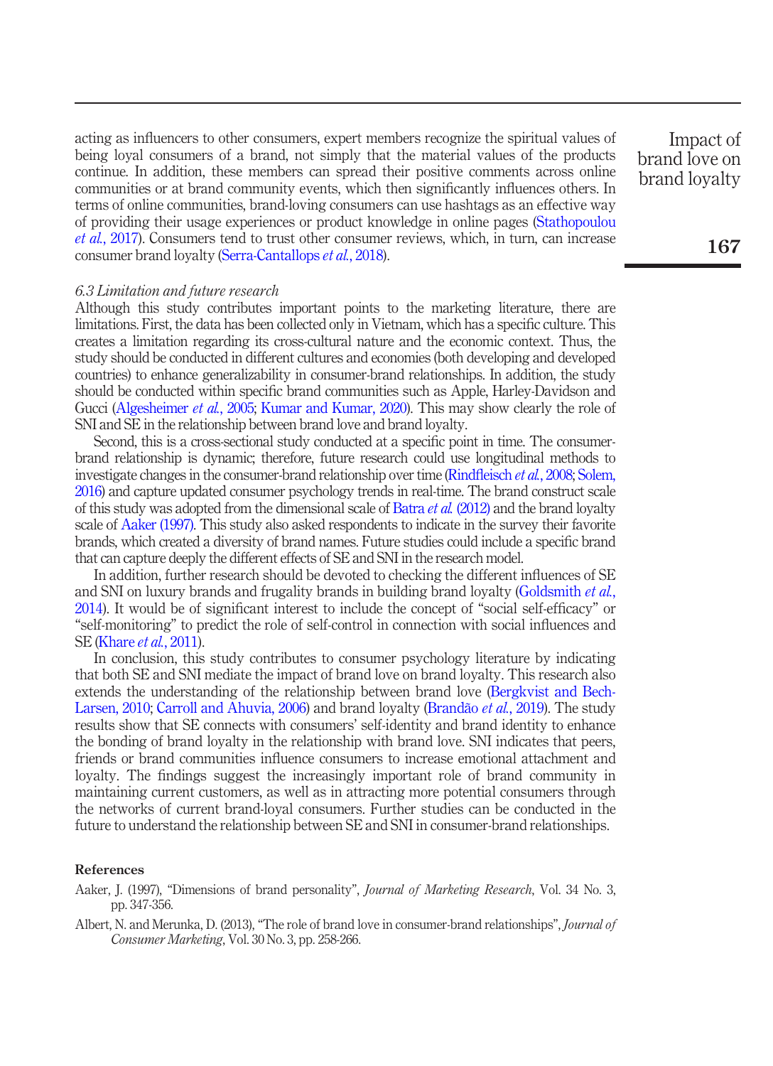acting as influencers to other consumers, expert members recognize the spiritual values of being loyal consumers of a brand, not simply that the material values of the products continue. In addition, these members can spread their positive comments across online communities or at brand community events, which then significantly influences others. In terms of online communities, brand-loving consumers can use hashtags as an effective way of providing their usage experiences or product knowledge in online pages (Stathopoulou *et al.*, 2017). Consumers tend to trust other consumer reviews, which, in turn, can increase consumer brand loyalty (Serra-Cantallops *et al.*, 2018).

### *6.3 Limitation and future research*

Although this study contributes important points to the marketing literature, there are limitations. First, the data has been collected only in Vietnam, which has a specific culture. This creates a limitation regarding its cross-cultural nature and the economic context. Thus, the study should be conducted in different cultures and economies (both developing and developed countries) to enhance generalizability in consumer-brand relationships. In addition, the study should be conducted within specific brand communities such as Apple, Harley-Davidson and Gucci (Algesheimer *et al.*, 2005; Kumar and Kumar, 2020). This may show clearly the role of SNI and SE in the relationship between brand love and brand loyalty.

Second, this is a cross-sectional study conducted at a specific point in time. The consumer-brand relationship is dynamic; therefore, future research could use longitudinal methods to investigate changes in the consumer-brand relationship over time (Rindfleisch *et al.*, 2008; Solem, 2016) and capture updated consumer psychology trends in real-time. The brand construct scale of this study was adopted from the dimensional scale of Batra *et al.* (2012) and the brand loyalty scale of Aaker (1997). This study also asked respondents to indicate in the survey their favorite brands, which created a diversity of brand names. Future studies could include a specific brand that can capture deeply the different effects of SE and SNI in the research model.

In addition, further research should be devoted to checking the different influences of SE and SNI on luxury brands and frugality brands in building brand loyalty (Goldsmith *et al.*, 2014). It would be of significant interest to include the concept of "social self-efficacy" or "self-monitoring" to predict the role of self-control in connection with social influences and SE (Khare *et al.*, 2011).

In conclusion, this study contributes to consumer psychology literature by indicating that both SE and SNI mediate the impact of brand love on brand loyalty. This research also extends the understanding of the relationship between brand love (Bergkvist and Bech-Larsen, 2010; Carroll and Ahuvia, 2006) and brand loyalty (Brandão *et al.*, 2019). The study results show that SE connects with consumers' self-identity and brand identity to enhance the bonding of brand loyalty in the relationship with brand love. SNI indicates that peers, friends or brand communities influence consumers to increase emotional attachment and loyalty. The findings suggest the increasingly important role of brand community in maintaining current customers, as well as in attracting more potential consumers through the networks of current brand-loyal consumers. Further studies can be conducted in the future to understand the relationship between SE and SNI in consumer-brand relationships.

## References

Aaker, J. (1997), "Dimensions of brand personality", *Journal of Marketing Research*, Vol. 34 No. 3, pp. 347-356.

Albert, N. and Merunka, D. (2013), "The role of brand love in consumer-brand relationships", *Journal of Consumer Marketing*, Vol. 30 No. 3, pp. 258-266.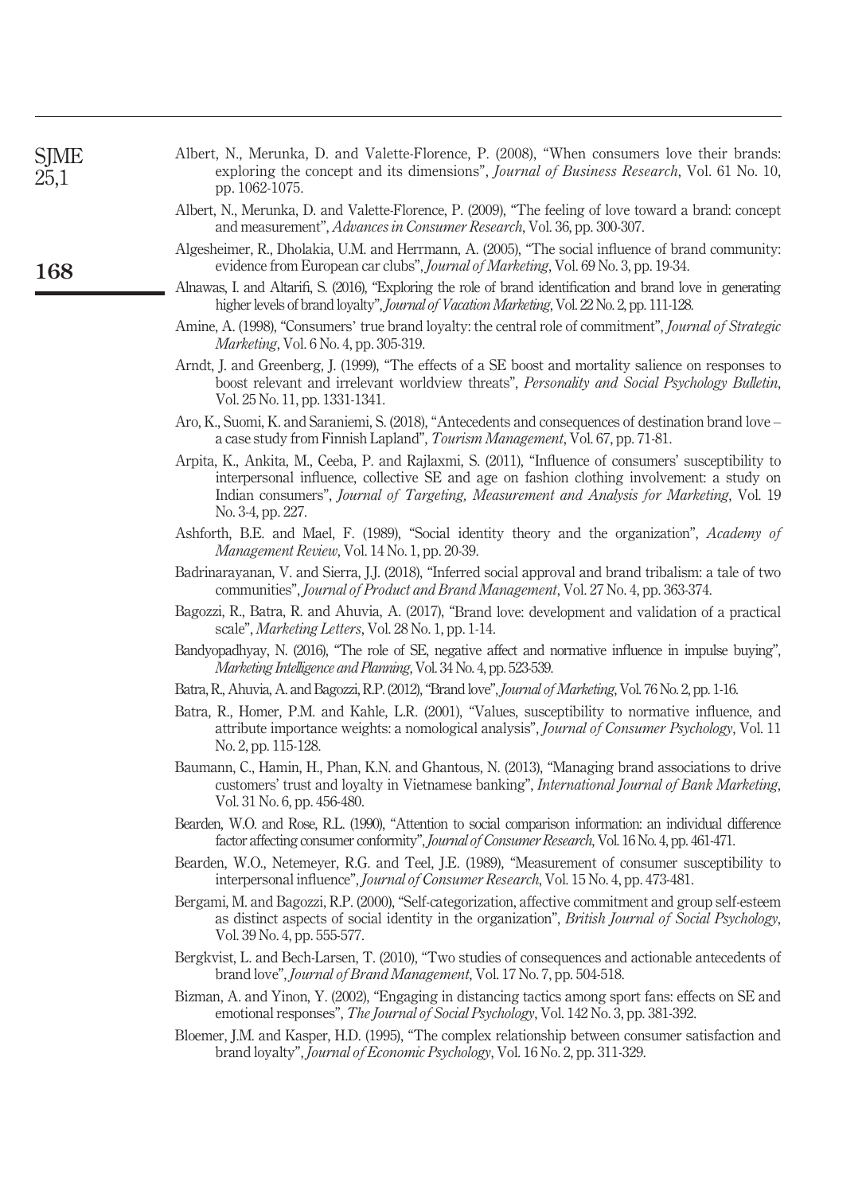Albert, N., Merunka, D. and Valette-Florence, P. (2008), "When consumers love their brands: exploring the concept and its dimensions", *Journal of Business Research*, Vol. 61 No. 10, pp. 1062-1075.

Albert, N., Merunka, D. and Valette-Florence, P. (2009), "The feeling of love toward a brand: concept and measurement", *Advances in Consumer Research*, Vol. 36, pp. 300-307.

Algesheimer, R., Dholakia, U.M. and Herrmann, A. (2005), "The social influence of brand community: evidence from European car clubs", *Journal of Marketing*, Vol. 69 No. 3, pp. 19-34.

Alnawas, I. and Altarifi, S. (2016), "Exploring the role of brand identification and brand love in generating higher levels of brand loyalty", *Journal of Vacation Marketing*, Vol. 22 No. 2, pp. 111-128.

Amine, A. (1998), "Consumers' true brand loyalty: the central role of commitment", *Journal of Strategic Marketing*, Vol. 6 No. 4, pp. 305-319.

Arndt, J. and Greenberg, J. (1999), "The effects of a SE boost and mortality salience on responses to boost relevant and irrelevant worldview threats", *Personality and Social Psychology Bulletin*, Vol. 25 No. 11, pp. 1331-1341.

Aro, K., Suomi, K. and Saraniemi, S. (2018), "Antecedents and consequences of destination brand love – a case study from Finnish Lapland", *Tourism Management*, Vol. 67, pp. 71-81.

Arpita, K., Ankita, M., Ceeba, P. and Rajlaxmi, S. (2011), "Influence of consumers' susceptibility to interpersonal influence, collective SE and age on fashion clothing involvement: a study on Indian consumers", *Journal of Targeting, Measurement and Analysis for Marketing*, Vol. 19 No. 3-4, pp. 227.

Ashforth, B.E. and Mael, F. (1989), "Social identity theory and the organization", *Academy of Management Review*, Vol. 14 No. 1, pp. 20-39.

Badrinarayanan, V. and Sierra, J.J. (2018), "Inferred social approval and brand tribalism: a tale of two communities", *Journal of Product and Brand Management*, Vol. 27 No. 4, pp. 363-374.

Bagozzi, R., Batra, R. and Ahuvia, A. (2017), "Brand love: development and validation of a practical scale", *Marketing Letters*, Vol. 28 No. 1, pp. 1-14.

Bandyopadhyay, N. (2016), "The role of SE, negative affect and normative influence in impulse buying", *Marketing Intelligence and Planning*, Vol. 34 No. 4, pp. 523-539.

Batra, R., Ahuvia, A. and Bagozzi, R.P. (2012), "Brand love", *Journal of Marketing*, Vol. 76 No. 2, pp. 1-16.

Batra, R., Homer, P.M. and Kahle, L.R. (2001), "Values, susceptibility to normative influence, and attribute importance weights: a nomological analysis", *Journal of Consumer Psychology*, Vol. 11 No. 2, pp. 115-128.

Baumann, C., Hamin, H., Phan, K.N. and Ghantous, N. (2013), "Managing brand associations to drive customers' trust and loyalty in Vietnamese banking", *International Journal of Bank Marketing*, Vol. 31 No. 6, pp. 456-480.

Bearden, W.O. and Rose, R.L. (1990), "Attention to social comparison information: an individual difference factor affecting consumer conformity", *Journal of Consumer Research*, Vol. 16 No. 4, pp. 461-471.

Bearden, W.O., Netemeyer, R.G. and Teel, J.E. (1989), "Measurement of consumer susceptibility to interpersonal influence", *Journal of Consumer Research*, Vol. 15 No. 4, pp. 473-481.

Bergami, M. and Bagozzi, R.P. (2000), "Self-categorization, affective commitment and group self-esteem as distinct aspects of social identity in the organization", *British Journal of Social Psychology*, Vol. 39 No. 4, pp. 555-577.

Bergkvist, L. and Bech-Larsen, T. (2010), "Two studies of consequences and actionable antecedents of brand love", *Journal of Brand Management*, Vol. 17 No. 7, pp. 504-518.

Bizman, A. and Yinon, Y. (2002), "Engaging in distancing tactics among sport fans: effects on SE and emotional responses", *The Journal of Social Psychology*, Vol. 142 No. 3, pp. 381-392.

Bloemer, J.M. and Kasper, H.D. (1995), "The complex relationship between consumer satisfaction and brand loyalty", *Journal of Economic Psychology*, Vol. 16 No. 2, pp. 311-329.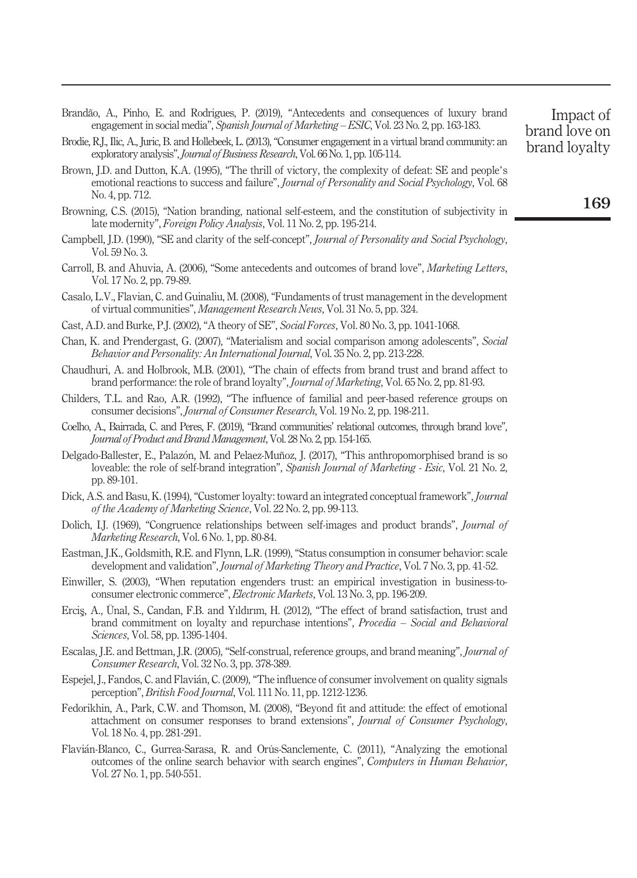Brandão, A., Pinho, E. and Rodrigues, P. (2019), "Antecedents and consequences of luxury brand engagement in social media", *Spanish Journal of Marketing – ESIC*, Vol. 23 No. 2, pp. 163-183.

Brodie, R.J., Ilic, A., Juric, B. and Hollebeek, L. (2013), "Consumer engagement in a virtual brand community: an exploratory analysis", *Journal of Business Research*, Vol. 66 No. 1, pp. 105-114.

Brown, J.D. and Dutton, K.A. (1995), "The thrill of victory, the complexity of defeat: SE and people's emotional reactions to success and failure", *Journal of Personality and Social Psychology*, Vol. 68 No. 4, pp. 712.

Browning, C.S. (2015), "Nation branding, national self-esteem, and the constitution of subjectivity in late modernity", *Foreign Policy Analysis*, Vol. 11 No. 2, pp. 195-214.

Campbell, J.D. (1990), "SE and clarity of the self-concept", *Journal of Personality and Social Psychology*, Vol. 59 No. 3.

Carroll, B. and Ahuvia, A. (2006), "Some antecedents and outcomes of brand love", *Marketing Letters*, Vol. 17 No. 2, pp. 79-89.

Casalo, L.V., Flavian, C. and Guinaliu, M. (2008), "Fundaments of trust management in the development of virtual communities", *Management Research News*, Vol. 31 No. 5, pp. 324.

Cast, A.D. and Burke, P.J. (2002), "A theory of SE", *Social Forces*, Vol. 80 No. 3, pp. 1041-1068.

Chan, K. and Prendergast, G. (2007), "Materialism and social comparison among adolescents", *Social Behavior and Personality: An International Journal*, Vol. 35 No. 2, pp. 213-228.

Chaudhuri, A. and Holbrook, M.B. (2001), "The chain of effects from brand trust and brand affect to brand performance: the role of brand loyalty", *Journal of Marketing*, Vol. 65 No. 2, pp. 81-93.

Childers, T.L. and Rao, A.R. (1992), "The influence of familial and peer-based reference groups on consumer decisions", *Journal of Consumer Research*, Vol. 19 No. 2, pp. 198-211.

Coelho, A., Bairrada, C. and Peres, F. (2019), "Brand communities' relational outcomes, through brand love", *Journal of Product and Brand Management*, Vol. 28 No. 2, pp. 154-165.

Delgado-Ballester, E., Palazón, M. and Pelaez-Muñoz, J. (2017), "This anthropomorphised brand is so loveable: the role of self-brand integration", *Spanish Journal of Marketing - Esic*, Vol. 21 No. 2, pp. 89-101.

Dick, A.S. and Basu, K. (1994), "Customer loyalty: toward an integrated conceptual framework", *Journal of the Academy of Marketing Science*, Vol. 22 No. 2, pp. 99-113.

Dolich, I.J. (1969), "Congruence relationships between self-images and product brands", *Journal of Marketing Research*, Vol. 6 No. 1, pp. 80-84.

Eastman, J.K., Goldsmith, R.E. and Flynn, L.R. (1999), "Status consumption in consumer behavior: scale development and validation", *Journal of Marketing Theory and Practice*, Vol. 7 No. 3, pp. 41-52.

Einwiller, S. (2003), "When reputation engenders trust: an empirical investigation in business-to-consumer electronic commerce", *Electronic Markets*, Vol. 13 No. 3, pp. 196-209.

Erciş, A., Ünal, S., Candan, F.B. and Yıldırım, H. (2012), "The effect of brand satisfaction, trust and brand commitment on loyalty and repurchase intentions", *Procedia – Social and Behavioral Sciences*, Vol. 58, pp. 1395-1404.

Escalas, J.E. and Bettman, J.R. (2005), "Self-construal, reference groups, and brand meaning", *Journal of Consumer Research*, Vol. 32 No. 3, pp. 378-389.

Espejel, J., Fandos, C. and Flavián, C. (2009), "The influence of consumer involvement on quality signals perception", *British Food Journal*, Vol. 111 No. 11, pp. 1212-1236.

Fedorikhin, A., Park, C.W. and Thomson, M. (2008), "Beyond fit and attitude: the effect of emotional attachment on consumer responses to brand extensions", *Journal of Consumer Psychology*, Vol. 18 No. 4, pp. 281-291.

Flavián-Blanco, C., Gurrea-Sarasa, R. and Orús-Sanclemente, C. (2011), "Analyzing the emotional outcomes of the online search behavior with search engines", *Computers in Human Behavior*, Vol. 27 No. 1, pp. 540-551.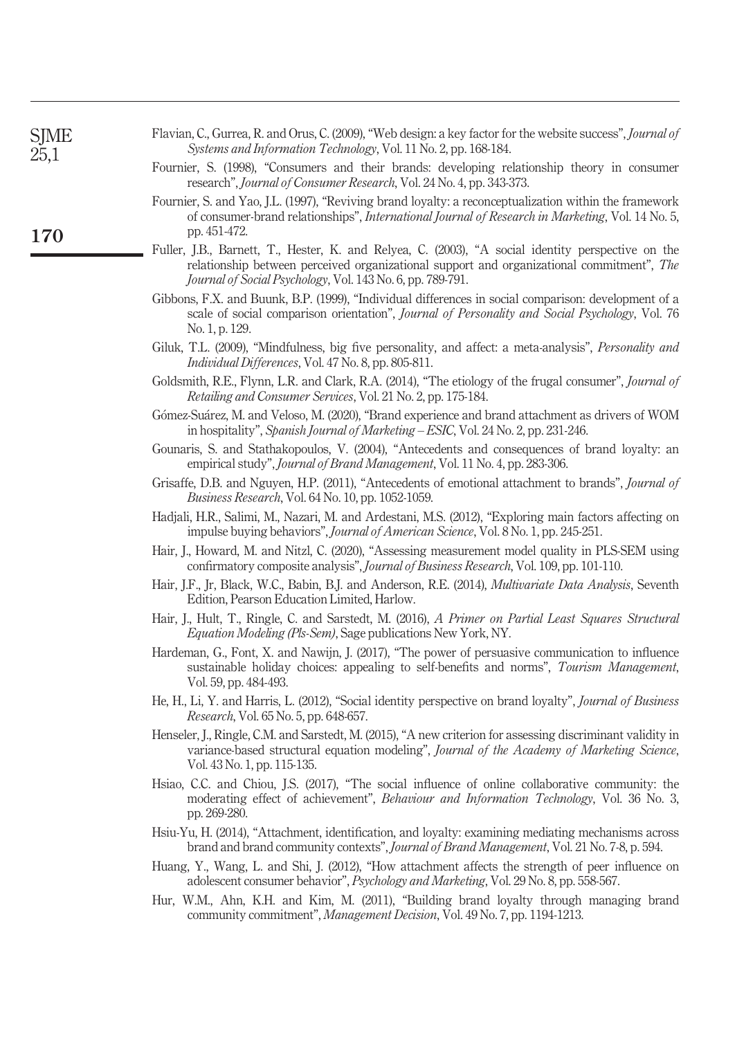Flavian, C., Gurrea, R. and Orus, C. (2009), "Web design: a key factor for the website success", *Journal of Systems and Information Technology*, Vol. 11 No. 2, pp. 168-184.

Fournier, S. (1998), "Consumers and their brands: developing relationship theory in consumer research", *Journal of Consumer Research*, Vol. 24 No. 4, pp. 343-373.

Fournier, S. and Yao, J.L. (1997), "Reviving brand loyalty: a reconceptualization within the framework of consumer-brand relationships", *International Journal of Research in Marketing*, Vol. 14 No. 5, pp. 451-472.

Fuller, J.B., Barnett, T., Hester, K. and Relyea, C. (2003), "A social identity perspective on the relationship between perceived organizational support and organizational commitment", *The Journal of Social Psychology*, Vol. 143 No. 6, pp. 789-791.

Gibbons, F.X. and Buunk, B.P. (1999), "Individual differences in social comparison: development of a scale of social comparison orientation", *Journal of Personality and Social Psychology*, Vol. 76 No. 1, p. 129.

Giluk, T.L. (2009), "Mindfulness, big five personality, and affect: a meta-analysis", *Personality and Individual Differences*, Vol. 47 No. 8, pp. 805-811.

Goldsmith, R.E., Flynn, L.R. and Clark, R.A. (2014), "The etiology of the frugal consumer", *Journal of Retailing and Consumer Services*, Vol. 21 No. 2, pp. 175-184.

Gómez-Suárez, M. and Veloso, M. (2020), "Brand experience and brand attachment as drivers of WOM in hospitality", *Spanish Journal of Marketing – ESIC*, Vol. 24 No. 2, pp. 231-246.

Gounaris, S. and Stathakopoulos, V. (2004), "Antecedents and consequences of brand loyalty: an empirical study", *Journal of Brand Management*, Vol. 11 No. 4, pp. 283-306.

Grisaffe, D.B. and Nguyen, H.P. (2011), "Antecedents of emotional attachment to brands", *Journal of Business Research*, Vol. 64 No. 10, pp. 1052-1059.

Hadjali, H.R., Salimi, M., Nazari, M. and Ardestani, M.S. (2012), "Exploring main factors affecting on impulse buying behaviors", *Journal of American Science*, Vol. 8 No. 1, pp. 245-251.

Hair, J., Howard, M. and Nitzl, C. (2020), "Assessing measurement model quality in PLS-SEM using confirmatory composite analysis", *Journal of Business Research*, Vol. 109, pp. 101-110.

Hair, J.F., Jr, Black, W.C., Babin, B.J. and Anderson, R.E. (2014), *Multivariate Data Analysis*, Seventh Edition, Pearson Education Limited, Harlow.

Hair, J., Hult, T., Ringle, C. and Sarstedt, M. (2016), *A Primer on Partial Least Squares Structural Equation Modeling (Pls-Sem)*, Sage publications New York, NY.

Hardeman, G., Font, X. and Nawijn, J. (2017), "The power of persuasive communication to influence sustainable holiday choices: appealing to self-benefits and norms", *Tourism Management*, Vol. 59, pp. 484-493.

He, H., Li, Y. and Harris, L. (2012), "Social identity perspective on brand loyalty", *Journal of Business Research*, Vol. 65 No. 5, pp. 648-657.

Henseler, J., Ringle, C.M. and Sarstedt, M. (2015), "A new criterion for assessing discriminant validity in variance-based structural equation modeling", *Journal of the Academy of Marketing Science*, Vol. 43 No. 1, pp. 115-135.

Hsiao, C.C. and Chiou, J.S. (2017), "The social influence of online collaborative community: the moderating effect of achievement", *Behaviour and Information Technology*, Vol. 36 No. 3, pp. 269-280.

Hsiu-Yu, H. (2014), "Attachment, identification, and loyalty: examining mediating mechanisms across brand and brand community contexts", *Journal of Brand Management*, Vol. 21 No. 7-8, p. 594.

Huang, Y., Wang, L. and Shi, J. (2012), "How attachment affects the strength of peer influence on adolescent consumer behavior", *Psychology and Marketing*, Vol. 29 No. 8, pp. 558-567.

Hur, W.M., Ahn, K.H. and Kim, M. (2011), "Building brand loyalty through managing brand community commitment", *Management Decision*, Vol. 49 No. 7, pp. 1194-1213.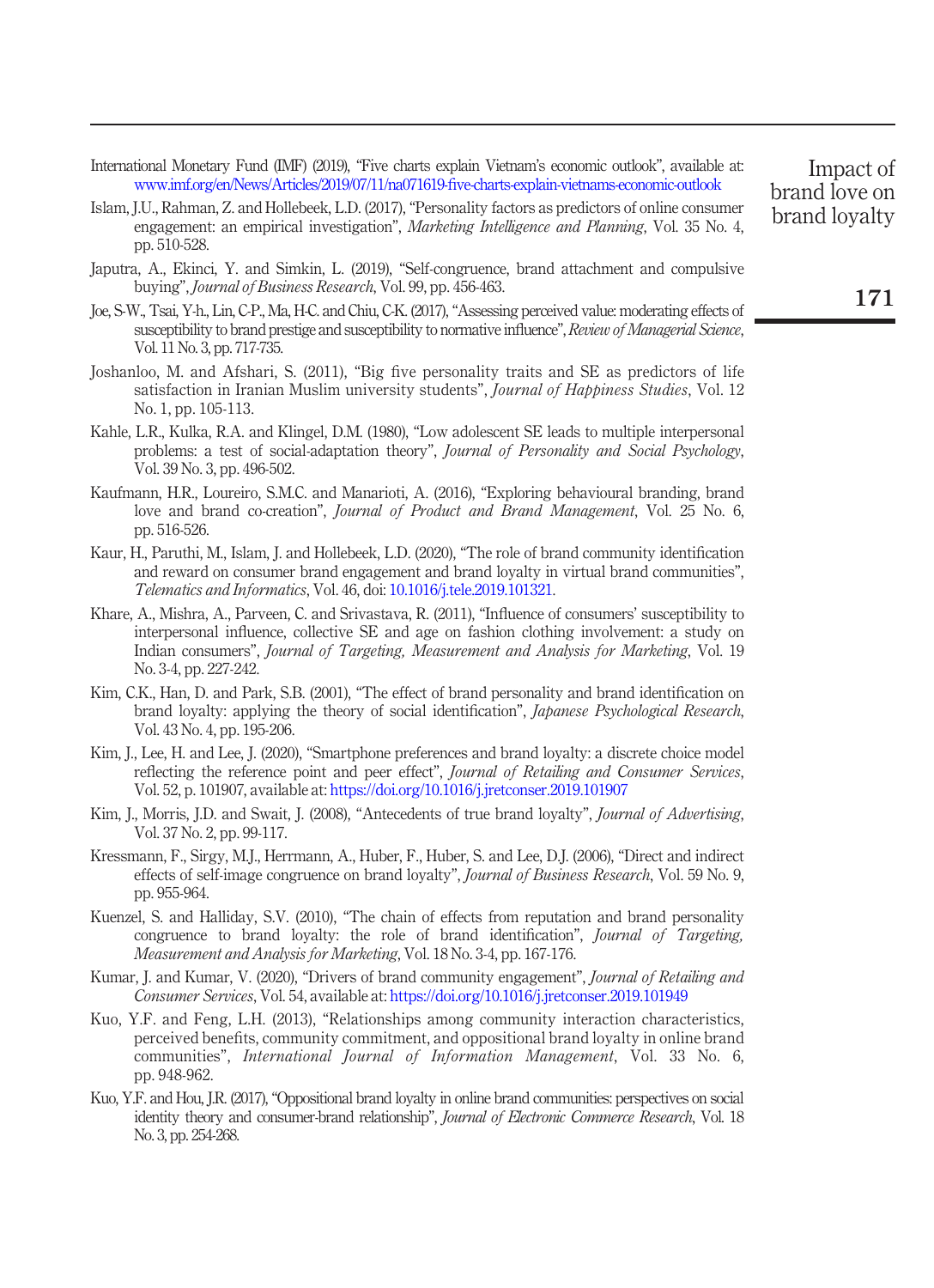International Monetary Fund (IMF) (2019), "Five charts explain Vietnam's economic outlook", available at: www.imf.org/en/News/Articles/2019/07/11/na071619-five-charts-explain-vietnams-economic-outlook

Islam, J.U., Rahman, Z. and Hollebeek, L.D. (2017), "Personality factors as predictors of online consumer engagement: an empirical investigation", *Marketing Intelligence and Planning*, Vol. 35 No. 4, pp. 510-528.

Japutra, A., Ekinci, Y. and Simkin, L. (2019), "Self-congruence, brand attachment and compulsive buying", *Journal of Business Research*, Vol. 99, pp. 456-463.

Joe, S-W., Tsai, Y-h., Lin, C-P., Ma, H-C. and Chiu, C-K. (2017), "Assessing perceived value: moderating effects of susceptibility to brand prestige and susceptibility to normative influence", *Review of Managerial Science*, Vol. 11 No. 3, pp. 717-735.

Joshanloo, M. and Afshari, S. (2011), "Big five personality traits and SE as predictors of life satisfaction in Iranian Muslim university students", *Journal of Happiness Studies*, Vol. 12 No. 1, pp. 105-113.

Kahle, L.R., Kulka, R.A. and Klingel, D.M. (1980), "Low adolescent SE leads to multiple interpersonal problems: a test of social-adaptation theory", *Journal of Personality and Social Psychology*, Vol. 39 No. 3, pp. 496-502.

Kaufmann, H.R., Loureiro, S.M.C. and Manarioti, A. (2016), "Exploring behavioural branding, brand love and brand co-creation", *Journal of Product and Brand Management*, Vol. 25 No. 6, pp. 516-526.

Kaur, H., Paruthi, M., Islam, J. and Hollebeek, L.D. (2020), "The role of brand community identification and reward on consumer brand engagement and brand loyalty in virtual brand communities", *Telematics and Informatics*, Vol. 46, doi: 10.1016/j.tele.2019.101321.

Khare, A., Mishra, A., Parveen, C. and Srivastava, R. (2011), "Influence of consumers' susceptibility to interpersonal influence, collective SE and age on fashion clothing involvement: a study on Indian consumers", *Journal of Targeting, Measurement and Analysis for Marketing*, Vol. 19 No. 3-4, pp. 227-242.

Kim, C.K., Han, D. and Park, S.B. (2001), "The effect of brand personality and brand identification on brand loyalty: applying the theory of social identification", *Japanese Psychological Research*, Vol. 43 No. 4, pp. 195-206.

Kim, J., Lee, H. and Lee, J. (2020), "Smartphone preferences and brand loyalty: a discrete choice model reflecting the reference point and peer effect", *Journal of Retailing and Consumer Services*, Vol. 52, p. 101907, available at: https://doi.org/10.1016/j.jretconser.2019.101907

Kim, J., Morris, J.D. and Swait, J. (2008), "Antecedents of true brand loyalty", *Journal of Advertising*, Vol. 37 No. 2, pp. 99-117.

Kressmann, F., Sirgy, M.J., Herrmann, A., Huber, F., Huber, S. and Lee, D.J. (2006), "Direct and indirect effects of self-image congruence on brand loyalty", *Journal of Business Research*, Vol. 59 No. 9, pp. 955-964.

Kuenzel, S. and Halliday, S.V. (2010), "The chain of effects from reputation and brand personality congruence to brand loyalty: the role of brand identification", *Journal of Targeting, Measurement and Analysis for Marketing*, Vol. 18 No. 3-4, pp. 167-176.

Kumar, J. and Kumar, V. (2020), "Drivers of brand community engagement", *Journal of Retailing and Consumer Services*, Vol. 54, available at: https://doi.org/10.1016/j.jretconser.2019.101949

Kuo, Y.F. and Feng, L.H. (2013), "Relationships among community interaction characteristics, perceived benefits, community commitment, and oppositional brand loyalty in online brand communities", *International Journal of Information Management*, Vol. 33 No. 6, pp. 948-962.

Kuo, Y.F. and Hou, J.R. (2017), "Oppositional brand loyalty in online brand communities: perspectives on social identity theory and consumer-brand relationship", *Journal of Electronic Commerce Research*, Vol. 18 No. 3, pp. 254-268.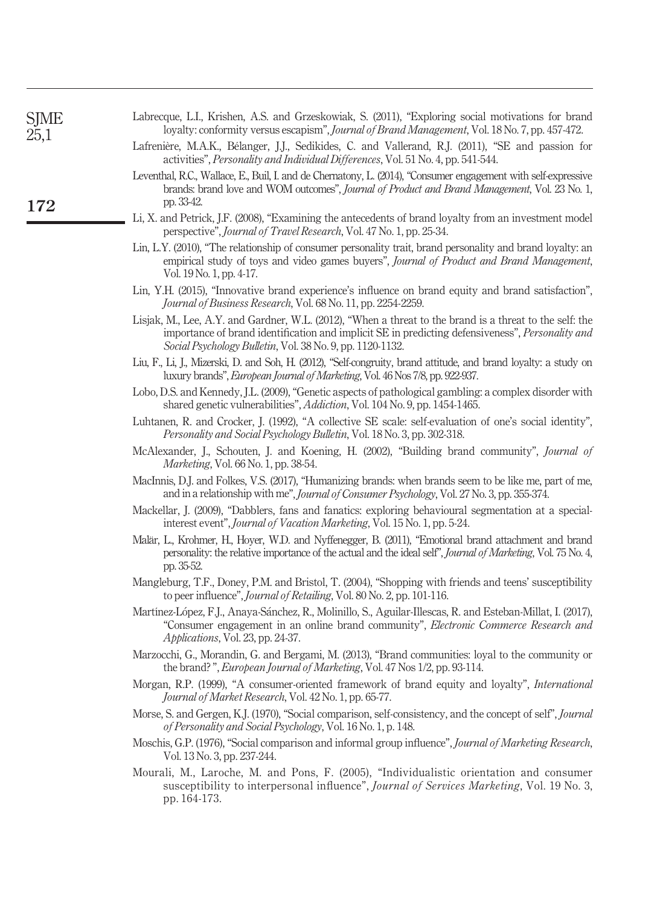Labrecque, L.I., Krishen, A.S. and Grzeskowiak, S. (2011), "Exploring social motivations for brand loyalty: conformity versus escapism", *Journal of Brand Management*, Vol. 18 No. 7, pp. 457-472.

Lafrenière, M.A.K., Bélanger, J.J., Sedikides, C. and Vallerand, R.J. (2011), "SE and passion for activities", *Personality and Individual Differences*, Vol. 51 No. 4, pp. 541-544.

Leventhal, R.C., Wallace, E., Buil, I. and de Chernatony, L. (2014), "Consumer engagement with self-expressive brands: brand love and WOM outcomes", *Journal of Product and Brand Management*, Vol. 23 No. 1, pp. 33-42.

Li, X. and Petrick, J.F. (2008), "Examining the antecedents of brand loyalty from an investment model perspective", *Journal of Travel Research*, Vol. 47 No. 1, pp. 25-34.

Lin, L.Y. (2010), "The relationship of consumer personality trait, brand personality and brand loyalty: an empirical study of toys and video games buyers", *Journal of Product and Brand Management*, Vol. 19 No. 1, pp. 4-17.

Lin, Y.H. (2015), "Innovative brand experience's influence on brand equity and brand satisfaction", *Journal of Business Research*, Vol. 68 No. 11, pp. 2254-2259.

Lisjak, M., Lee, A.Y. and Gardner, W.L. (2012), "When a threat to the brand is a threat to the self: the importance of brand identification and implicit SE in predicting defensiveness", *Personality and Social Psychology Bulletin*, Vol. 38 No. 9, pp. 1120-1132.

Liu, F., Li, J., Mizerski, D. and Soh, H. (2012), "Self-congruity, brand attitude, and brand loyalty: a study on luxury brands", *European Journal of Marketing*, Vol. 46 Nos 7/8, pp. 922-937.

Lobo, D.S. and Kennedy, J.L. (2009), "Genetic aspects of pathological gambling: a complex disorder with shared genetic vulnerabilities", *Addiction*, Vol. 104 No. 9, pp. 1454-1465.

Luhtanen, R. and Crocker, J. (1992), "A collective SE scale: self-evaluation of one's social identity", *Personality and Social Psychology Bulletin*, Vol. 18 No. 3, pp. 302-318.

McAlexander, J., Schouten, J. and Koening, H. (2002), "Building brand community", *Journal of Marketing*, Vol. 66 No. 1, pp. 38-54.

MacInnis, D.J. and Folkes, V.S. (2017), "Humanizing brands: when brands seem to be like me, part of me, and in a relationship with me", *Journal of Consumer Psychology*, Vol. 27 No. 3, pp. 355-374.

Mackellar, J. (2009), "Dabblers, fans and fanatics: exploring behavioural segmentation at a special-interest event", *Journal of Vacation Marketing*, Vol. 15 No. 1, pp. 5-24.

Malär, L., Krohmer, H., Hoyer, W.D. and Nyffenegger, B. (2011), "Emotional brand attachment and brand personality: the relative importance of the actual and the ideal self", *Journal of Marketing*, Vol. 75 No. 4, pp. 35-52.

Mangleburg, T.F., Doney, P.M. and Bristol, T. (2004), "Shopping with friends and teens' susceptibility to peer influence", *Journal of Retailing*, Vol. 80 No. 2, pp. 101-116.

Martínez-López, F.J., Anaya-Sánchez, R., Molinillo, S., Aguilar-Illescas, R. and Esteban-Millat, I. (2017), "Consumer engagement in an online brand community", *Electronic Commerce Research and Applications*, Vol. 23, pp. 24-37.

Marzocchi, G., Morandin, G. and Bergami, M. (2013), "Brand communities: loyal to the community or the brand? ", *European Journal of Marketing*, Vol. 47 Nos 1/2, pp. 93-114.

Morgan, R.P. (1999), "A consumer-oriented framework of brand equity and loyalty", *International Journal of Market Research*, Vol. 42 No. 1, pp. 65-77.

Morse, S. and Gergen, K.J. (1970), "Social comparison, self-consistency, and the concept of self", *Journal of Personality and Social Psychology*, Vol. 16 No. 1, p. 148.

Moschis, G.P. (1976), "Social comparison and informal group influence", *Journal of Marketing Research*, Vol. 13 No. 3, pp. 237-244.

Mourali, M., Laroche, M. and Pons, F. (2005), "Individualistic orientation and consumer susceptibility to interpersonal influence", *Journal of Services Marketing*, Vol. 19 No. 3, pp. 164-173.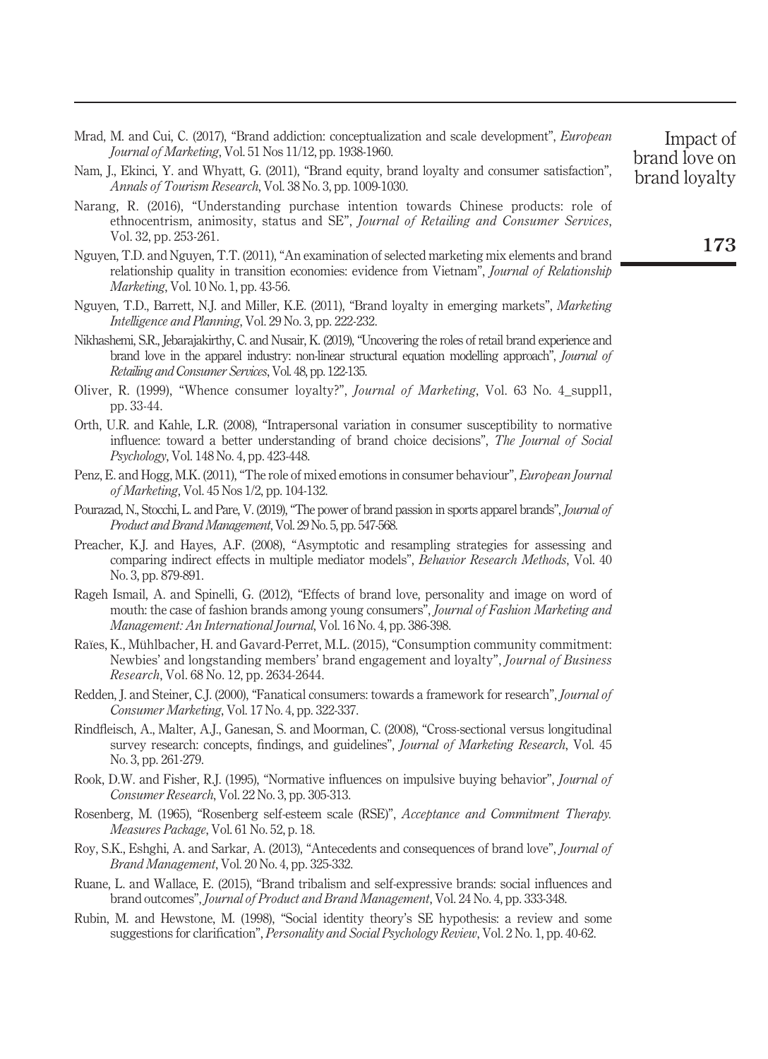Mrad, M. and Cui, C. (2017), "Brand addiction: conceptualization and scale development", *European Journal of Marketing*, Vol. 51 Nos 11/12, pp. 1938-1960.

Nam, J., Ekinci, Y. and Whyatt, G. (2011), "Brand equity, brand loyalty and consumer satisfaction", *Annals of Tourism Research*, Vol. 38 No. 3, pp. 1009-1030.

Narang, R. (2016), "Understanding purchase intention towards Chinese products: role of ethnocentrism, animosity, status and SE", *Journal of Retailing and Consumer Services*, Vol. 32, pp. 253-261.

Nguyen, T.D. and Nguyen, T.T. (2011), "An examination of selected marketing mix elements and brand relationship quality in transition economies: evidence from Vietnam", *Journal of Relationship Marketing*, Vol. 10 No. 1, pp. 43-56.

Nguyen, T.D., Barrett, N.J. and Miller, K.E. (2011), "Brand loyalty in emerging markets", *Marketing Intelligence and Planning*, Vol. 29 No. 3, pp. 222-232.

Nikhashemi, S.R., Jebarajakirthy, C. and Nusair, K. (2019), "Uncovering the roles of retail brand experience and brand love in the apparel industry: non-linear structural equation modelling approach", *Journal of Retailing and Consumer Services*, Vol. 48, pp. 122-135.

Oliver, R. (1999), "Whence consumer loyalty?", *Journal of Marketing*, Vol. 63 No. 4_suppl1, pp. 33-44.

Orth, U.R. and Kahle, L.R. (2008), "Intrapersonal variation in consumer susceptibility to normative influence: toward a better understanding of brand choice decisions", *The Journal of Social Psychology*, Vol. 148 No. 4, pp. 423-448.

Penz, E. and Hogg, M.K. (2011), "The role of mixed emotions in consumer behaviour", *European Journal of Marketing*, Vol. 45 Nos 1/2, pp. 104-132.

Pourazad, N., Stocchi, L. and Pare, V. (2019), "The power of brand passion in sports apparel brands", *Journal of Product and Brand Management*, Vol. 29 No. 5, pp. 547-568.

Preacher, K.J. and Hayes, A.F. (2008), "Asymptotic and resampling strategies for assessing and comparing indirect effects in multiple mediator models", *Behavior Research Methods*, Vol. 40 No. 3, pp. 879-891.

Rageh Ismail, A. and Spinelli, G. (2012), "Effects of brand love, personality and image on word of mouth: the case of fashion brands among young consumers", *Journal of Fashion Marketing and Management: An International Journal*, Vol. 16 No. 4, pp. 386-398.

Raïes, K., Mühlbacher, H. and Gavard-Perret, M.L. (2015), "Consumption community commitment: Newbies' and longstanding members' brand engagement and loyalty", *Journal of Business Research*, Vol. 68 No. 12, pp. 2634-2644.

Redden, J. and Steiner, C.J. (2000), "Fanatical consumers: towards a framework for research", *Journal of Consumer Marketing*, Vol. 17 No. 4, pp. 322-337.

Rindfleisch, A., Malter, A.J., Ganesan, S. and Moorman, C. (2008), "Cross-sectional versus longitudinal survey research: concepts, findings, and guidelines", *Journal of Marketing Research*, Vol. 45 No. 3, pp. 261-279.

Rook, D.W. and Fisher, R.J. (1995), "Normative influences on impulsive buying behavior", *Journal of Consumer Research*, Vol. 22 No. 3, pp. 305-313.

Rosenberg, M. (1965), "Rosenberg self-esteem scale (RSE)", *Acceptance and Commitment Therapy. Measures Package*, Vol. 61 No. 52, p. 18.

Roy, S.K., Eshghi, A. and Sarkar, A. (2013), "Antecedents and consequences of brand love", *Journal of Brand Management*, Vol. 20 No. 4, pp. 325-332.

Ruane, L. and Wallace, E. (2015), "Brand tribalism and self-expressive brands: social influences and brand outcomes", *Journal of Product and Brand Management*, Vol. 24 No. 4, pp. 333-348.

Rubin, M. and Hewstone, M. (1998), "Social identity theory's SE hypothesis: a review and some suggestions for clarification", *Personality and Social Psychology Review*, Vol. 2 No. 1, pp. 40-62.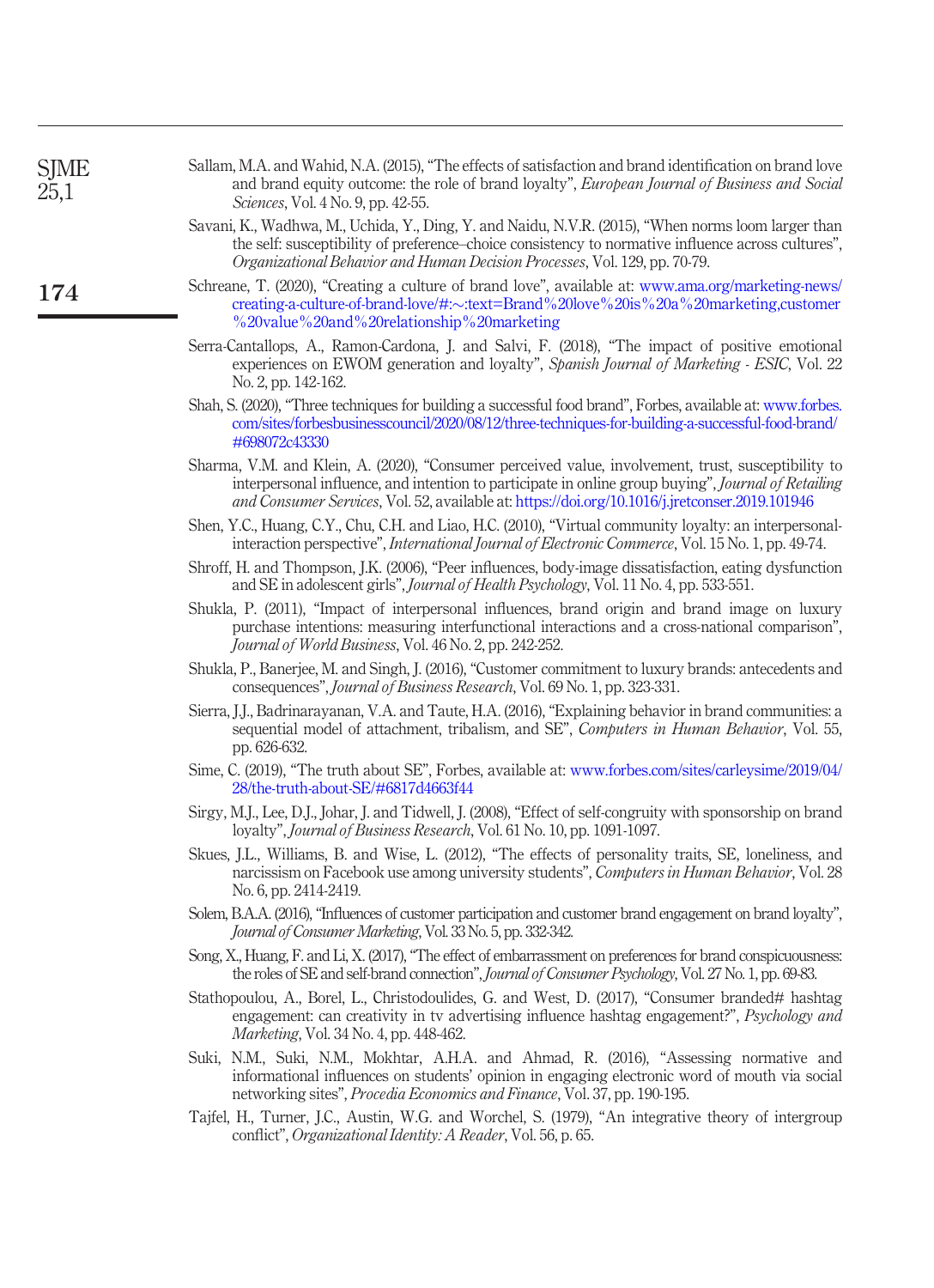Sallam, M.A. and Wahid, N.A. (2015), "The effects of satisfaction and brand identification on brand love and brand equity outcome: the role of brand loyalty", *European Journal of Business and Social Sciences*, Vol. 4 No. 9, pp. 42-55.

Savani, K., Wadhwa, M., Uchida, Y., Ding, Y. and Naidu, N.V.R. (2015), "When norms loom larger than the self: susceptibility of preference–choice consistency to normative influence across cultures", *Organizational Behavior and Human Decision Processes*, Vol. 129, pp. 70-79.

Schreane, T. (2020), "Creating a culture of brand love", available at: www.ama.org/marketing-news/creating-a-culture-of-brand-love/#:~:text=Brand%20love%20is%20a%20marketing,customer%20value%20and%20relationship%20marketing

Serra-Cantallops, A., Ramon-Cardona, J. and Salvi, F. (2018), "The impact of positive emotional experiences on EWOM generation and loyalty", *Spanish Journal of Marketing - ESIC*, Vol. 22 No. 2, pp. 142-162.

Shah, S. (2020), "Three techniques for building a successful food brand", Forbes, available at: www.forbes.com/sites/forbesbusinesscouncil/2020/08/12/three-techniques-for-building-a-successful-food-brand/#698072c43330

Sharma, V.M. and Klein, A. (2020), "Consumer perceived value, involvement, trust, susceptibility to interpersonal influence, and intention to participate in online group buying", *Journal of Retailing and Consumer Services*, Vol. 52, available at: https://doi.org/10.1016/j.jretconser.2019.101946

Shen, Y.C., Huang, C.Y., Chu, C.H. and Liao, H.C. (2010), "Virtual community loyalty: an interpersonal-interaction perspective", *International Journal of Electronic Commerce*, Vol. 15 No. 1, pp. 49-74.

Shroff, H. and Thompson, J.K. (2006), "Peer influences, body-image dissatisfaction, eating dysfunction and SE in adolescent girls", *Journal of Health Psychology*, Vol. 11 No. 4, pp. 533-551.

Shukla, P. (2011), "Impact of interpersonal influences, brand origin and brand image on luxury purchase intentions: measuring interfunctional interactions and a cross-national comparison", *Journal of World Business*, Vol. 46 No. 2, pp. 242-252.

Shukla, P., Banerjee, M. and Singh, J. (2016), "Customer commitment to luxury brands: antecedents and consequences", *Journal of Business Research*, Vol. 69 No. 1, pp. 323-331.

Sierra, J.J., Badrinarayanan, V.A. and Taute, H.A. (2016), "Explaining behavior in brand communities: a sequential model of attachment, tribalism, and SE", *Computers in Human Behavior*, Vol. 55, pp. 626-632.

Sime, C. (2019), "The truth about SE", Forbes, available at: www.forbes.com/sites/carleysime/2019/04/28/the-truth-about-SE/#6817d4663f44

Sirgy, M.J., Lee, D.J., Johar, J. and Tidwell, J. (2008), "Effect of self-congruity with sponsorship on brand loyalty", *Journal of Business Research*, Vol. 61 No. 10, pp. 1091-1097.

Skues, J.L., Williams, B. and Wise, L. (2012), "The effects of personality traits, SE, loneliness, and narcissism on Facebook use among university students", *Computers in Human Behavior*, Vol. 28 No. 6, pp. 2414-2419.

Solem, B.A.A. (2016), "Influences of customer participation and customer brand engagement on brand loyalty", *Journal of Consumer Marketing*, Vol. 33 No. 5, pp. 332-342.

Song, X., Huang, F. and Li, X. (2017), "The effect of embarrassment on preferences for brand conspicuousness: the roles of SE and self-brand connection", *Journal of Consumer Psychology*, Vol. 27 No. 1, pp. 69-83.

Stathopoulou, A., Borel, L., Christodoulides, G. and West, D. (2017), "Consumer branded# hashtag engagement: can creativity in tv advertising influence hashtag engagement?", *Psychology and Marketing*, Vol. 34 No. 4, pp. 448-462.

Suki, N.M., Suki, N.M., Mokhtar, A.H.A. and Ahmad, R. (2016), "Assessing normative and informational influences on students' opinion in engaging electronic word of mouth via social networking sites", *Procedia Economics and Finance*, Vol. 37, pp. 190-195.

Tajfel, H., Turner, J.C., Austin, W.G. and Worchel, S. (1979), "An integrative theory of intergroup conflict", *Organizational Identity: A Reader*, Vol. 56, p. 65.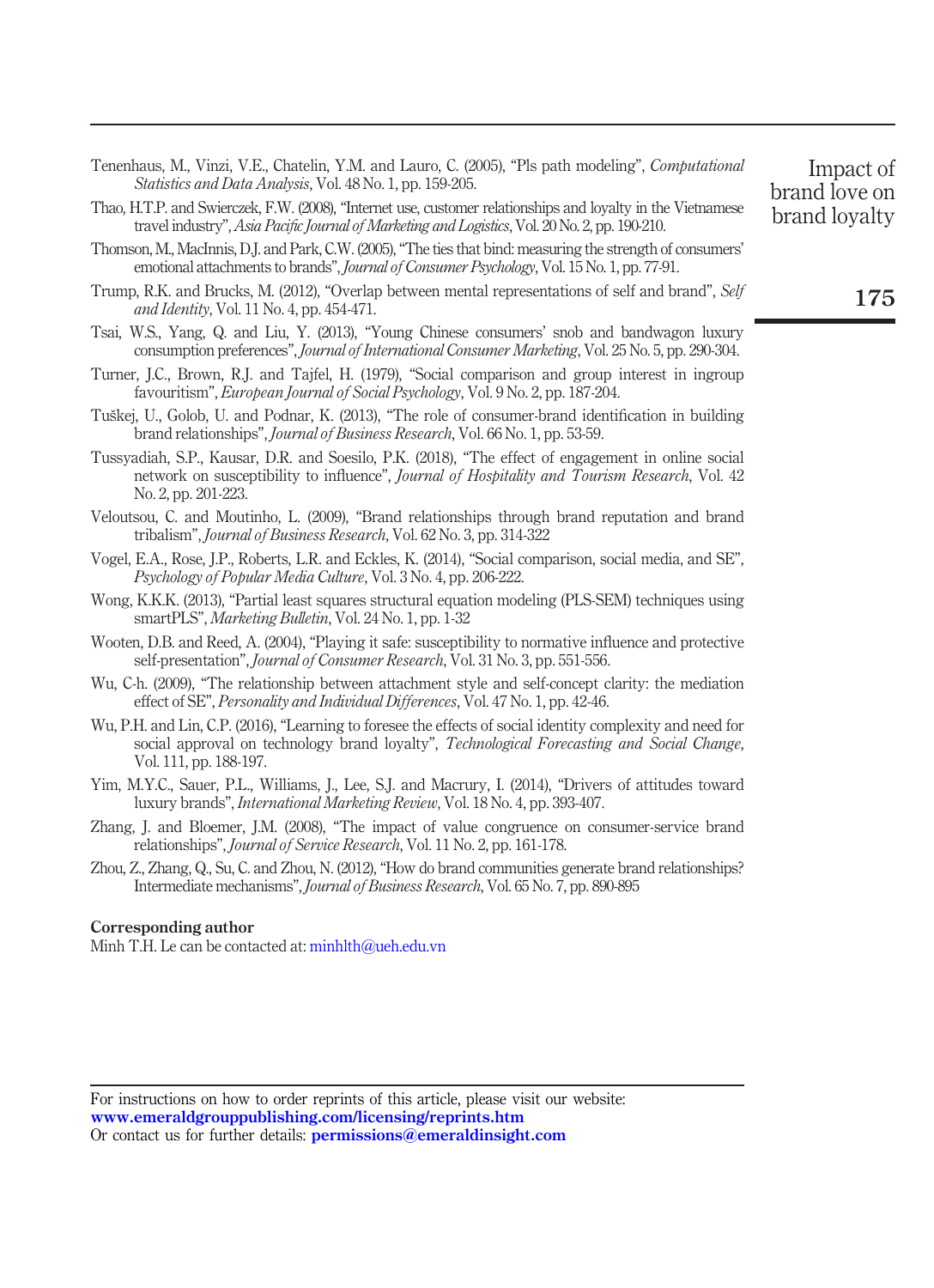Tenenhaus, M., Vinzi, V.E., Chatelin, Y.M. and Lauro, C. (2005), "Pls path modeling", *Computational Statistics and Data Analysis*, Vol. 48 No. 1, pp. 159-205.

Thao, H.T.P. and Swierczek, F.W. (2008), "Internet use, customer relationships and loyalty in the Vietnamese travel industry", *Asia Pacific Journal of Marketing and Logistics*, Vol. 20 No. 2, pp. 190-210.

Thomson, M., MacInnis, D.J. and Park, C.W. (2005), "The ties that bind: measuring the strength of consumers' emotional attachments to brands", *Journal of Consumer Psychology*, Vol. 15 No. 1, pp. 77-91.

Trump, R.K. and Brucks, M. (2012), "Overlap between mental representations of self and brand", *Self and Identity*, Vol. 11 No. 4, pp. 454-471.

Tsai, W.S., Yang, Q. and Liu, Y. (2013), "Young Chinese consumers' snob and bandwagon luxury consumption preferences", *Journal of International Consumer Marketing*, Vol. 25 No. 5, pp. 290-304.

Turner, J.C., Brown, R.J. and Tajfel, H. (1979), "Social comparison and group interest in ingroup favouritism", *European Journal of Social Psychology*, Vol. 9 No. 2, pp. 187-204.

Tuškej, U., Golob, U. and Podnar, K. (2013), "The role of consumer-brand identification in building brand relationships", *Journal of Business Research*, Vol. 66 No. 1, pp. 53-59.

Tussyadiah, S.P., Kausar, D.R. and Soesilo, P.K. (2018), "The effect of engagement in online social network on susceptibility to influence", *Journal of Hospitality and Tourism Research*, Vol. 42 No. 2, pp. 201-223.

Veloutsou, C. and Moutinho, L. (2009), "Brand relationships through brand reputation and brand tribalism", *Journal of Business Research*, Vol. 62 No. 3, pp. 314-322

Vogel, E.A., Rose, J.P., Roberts, L.R. and Eckles, K. (2014), "Social comparison, social media, and SE", *Psychology of Popular Media Culture*, Vol. 3 No. 4, pp. 206-222.

Wong, K.K.K. (2013), "Partial least squares structural equation modeling (PLS-SEM) techniques using smartPLS", *Marketing Bulletin*, Vol. 24 No. 1, pp. 1-32

Wooten, D.B. and Reed, A. (2004), "Playing it safe: susceptibility to normative influence and protective self-presentation", *Journal of Consumer Research*, Vol. 31 No. 3, pp. 551-556.

Wu, C-h. (2009), "The relationship between attachment style and self-concept clarity: the mediation effect of SE", *Personality and Individual Differences*, Vol. 47 No. 1, pp. 42-46.

Wu, P.H. and Lin, C.P. (2016), "Learning to foresee the effects of social identity complexity and need for social approval on technology brand loyalty", *Technological Forecasting and Social Change*, Vol. 111, pp. 188-197.

Yim, M.Y.C., Sauer, P.L., Williams, J., Lee, S.J. and Macrury, I. (2014), "Drivers of attitudes toward luxury brands", *International Marketing Review*, Vol. 18 No. 4, pp. 393-407.

Zhang, J. and Bloemer, J.M. (2008), "The impact of value congruence on consumer-service brand relationships", *Journal of Service Research*, Vol. 11 No. 2, pp. 161-178.

Zhou, Z., Zhang, Q., Su, C. and Zhou, N. (2012), "How do brand communities generate brand relationships? Intermediate mechanisms", *Journal of Business Research*, Vol. 65 No. 7, pp. 890-895

**Corresponding author**

Minh T.H. Le can be contacted at: minhlth@ueh.edu.vn

For instructions on how to order reprints of this article, please visit our website:
**www.emeraldgrouppublishing.com/licensing/reprints.htm**
Or contact us for further details: **permissions@emeraldinsight.com**